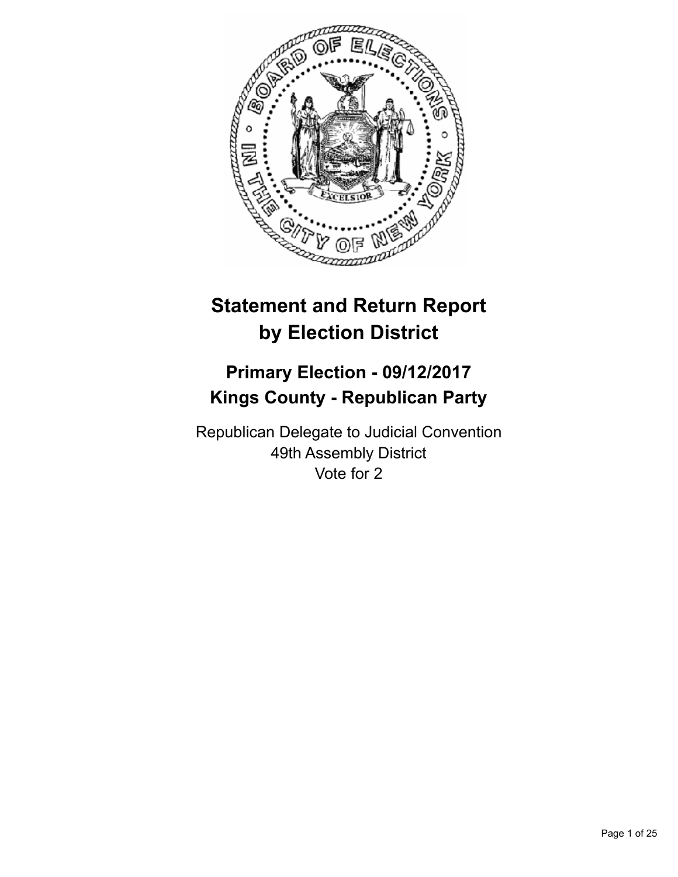# Statement and Return Report by Election District

## Primary Election - 09/12/2017
## Kings County - Republican Party

Republican Delegate to Judicial Convention
49th Assembly District
Vote for 2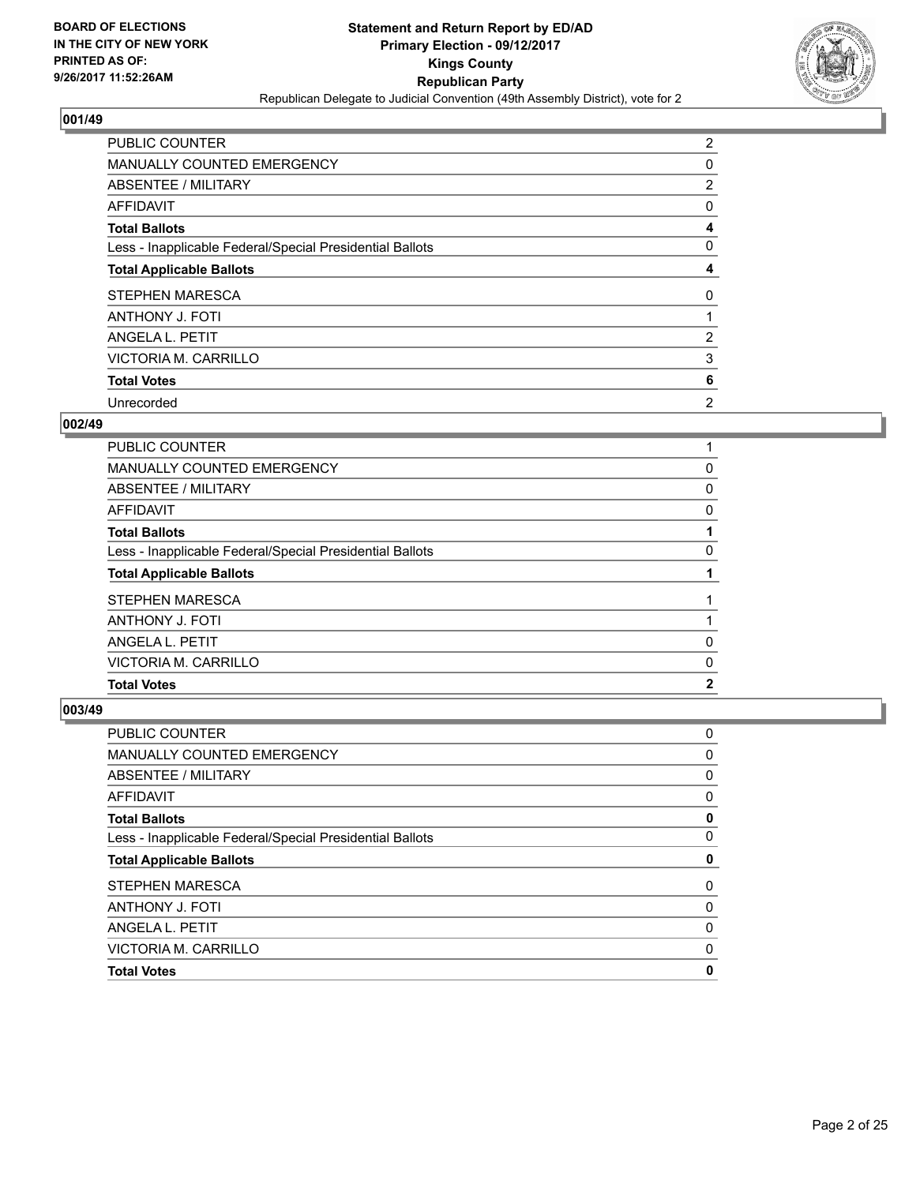BOARD OF ELECTIONS
IN THE CITY OF NEW YORK
PRINTED AS OF:
9/26/2017 11:52:26AM

**Statement and Return Report by ED/AD**
**Primary Election - 09/12/2017**
**Kings County**
**Republican Party**
Republican Delegate to Judicial Convention (49th Assembly District), vote for 2

### 001/49

| | |
|---|---|
| PUBLIC COUNTER | 2 |
| MANUALLY COUNTED EMERGENCY | 0 |
| ABSENTEE / MILITARY | 2 |
| AFFIDAVIT | 0 |
| **Total Ballots** | **4** |
| Less - Inapplicable Federal/Special Presidential Ballots | 0 |
| **Total Applicable Ballots** | **4** |
| STEPHEN MARESCA | 0 |
| ANTHONY J. FOTI | 1 |
| ANGELA L. PETIT | 2 |
| VICTORIA M. CARRILLO | 3 |
| **Total Votes** | **6** |
| Unrecorded | 2 |

### 002/49

| | |
|---|---|
| PUBLIC COUNTER | 1 |
| MANUALLY COUNTED EMERGENCY | 0 |
| ABSENTEE / MILITARY | 0 |
| AFFIDAVIT | 0 |
| **Total Ballots** | **1** |
| Less - Inapplicable Federal/Special Presidential Ballots | 0 |
| **Total Applicable Ballots** | **1** |
| STEPHEN MARESCA | 1 |
| ANTHONY J. FOTI | 1 |
| ANGELA L. PETIT | 0 |
| VICTORIA M. CARRILLO | 0 |
| **Total Votes** | **2** |

### 003/49

| | |
|---|---|
| PUBLIC COUNTER | 0 |
| MANUALLY COUNTED EMERGENCY | 0 |
| ABSENTEE / MILITARY | 0 |
| AFFIDAVIT | 0 |
| **Total Ballots** | **0** |
| Less - Inapplicable Federal/Special Presidential Ballots | 0 |
| **Total Applicable Ballots** | **0** |
| STEPHEN MARESCA | 0 |
| ANTHONY J. FOTI | 0 |
| ANGELA L. PETIT | 0 |
| VICTORIA M. CARRILLO | 0 |
| **Total Votes** | **0** |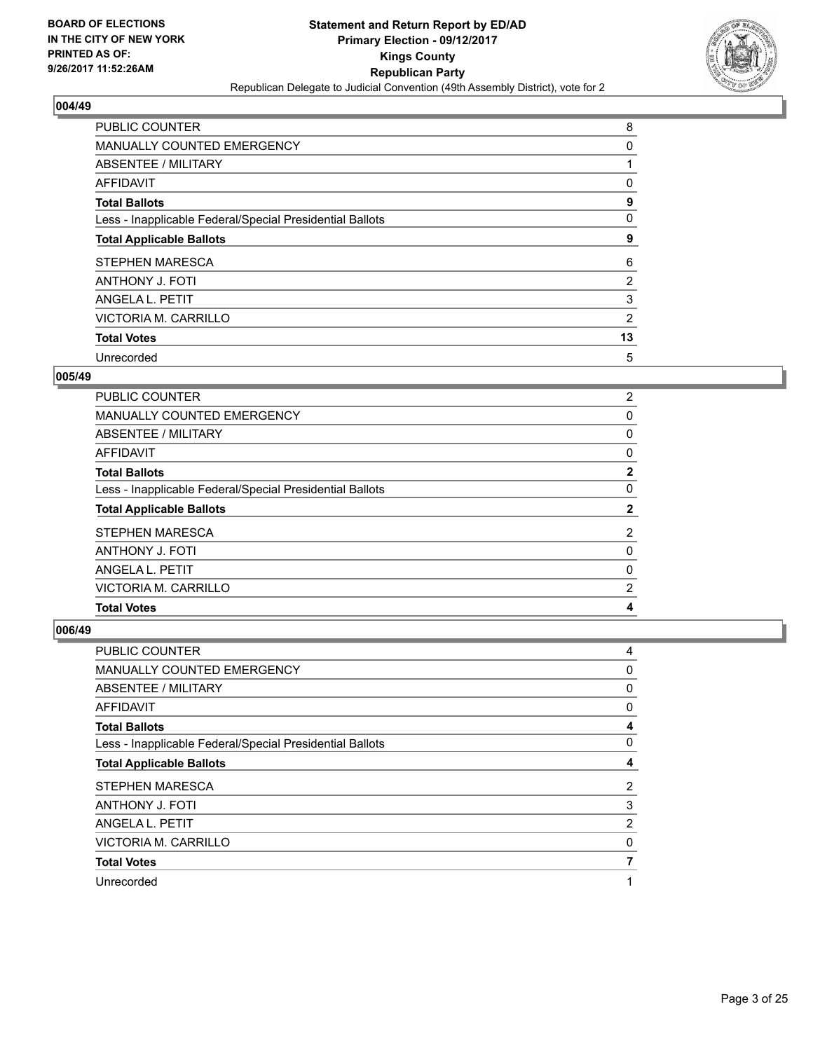### 004/49

| | |
|---|---|
| PUBLIC COUNTER | 8 |
| MANUALLY COUNTED EMERGENCY | 0 |
| ABSENTEE / MILITARY | 1 |
| AFFIDAVIT | 0 |
| **Total Ballots** | **9** |
| Less - Inapplicable Federal/Special Presidential Ballots | 0 |
| **Total Applicable Ballots** | **9** |
| STEPHEN MARESCA | 6 |
| ANTHONY J. FOTI | 2 |
| ANGELA L. PETIT | 3 |
| VICTORIA M. CARRILLO | 2 |
| **Total Votes** | **13** |
| Unrecorded | 5 |

### 005/49

| | |
|---|---|
| PUBLIC COUNTER | 2 |
| MANUALLY COUNTED EMERGENCY | 0 |
| ABSENTEE / MILITARY | 0 |
| AFFIDAVIT | 0 |
| **Total Ballots** | **2** |
| Less - Inapplicable Federal/Special Presidential Ballots | 0 |
| **Total Applicable Ballots** | **2** |
| STEPHEN MARESCA | 2 |
| ANTHONY J. FOTI | 0 |
| ANGELA L. PETIT | 0 |
| VICTORIA M. CARRILLO | 2 |
| **Total Votes** | **4** |

### 006/49

| | |
|---|---|
| PUBLIC COUNTER | 4 |
| MANUALLY COUNTED EMERGENCY | 0 |
| ABSENTEE / MILITARY | 0 |
| AFFIDAVIT | 0 |
| **Total Ballots** | **4** |
| Less - Inapplicable Federal/Special Presidential Ballots | 0 |
| **Total Applicable Ballots** | **4** |
| STEPHEN MARESCA | 2 |
| ANTHONY J. FOTI | 3 |
| ANGELA L. PETIT | 2 |
| VICTORIA M. CARRILLO | 0 |
| **Total Votes** | **7** |
| Unrecorded | 1 |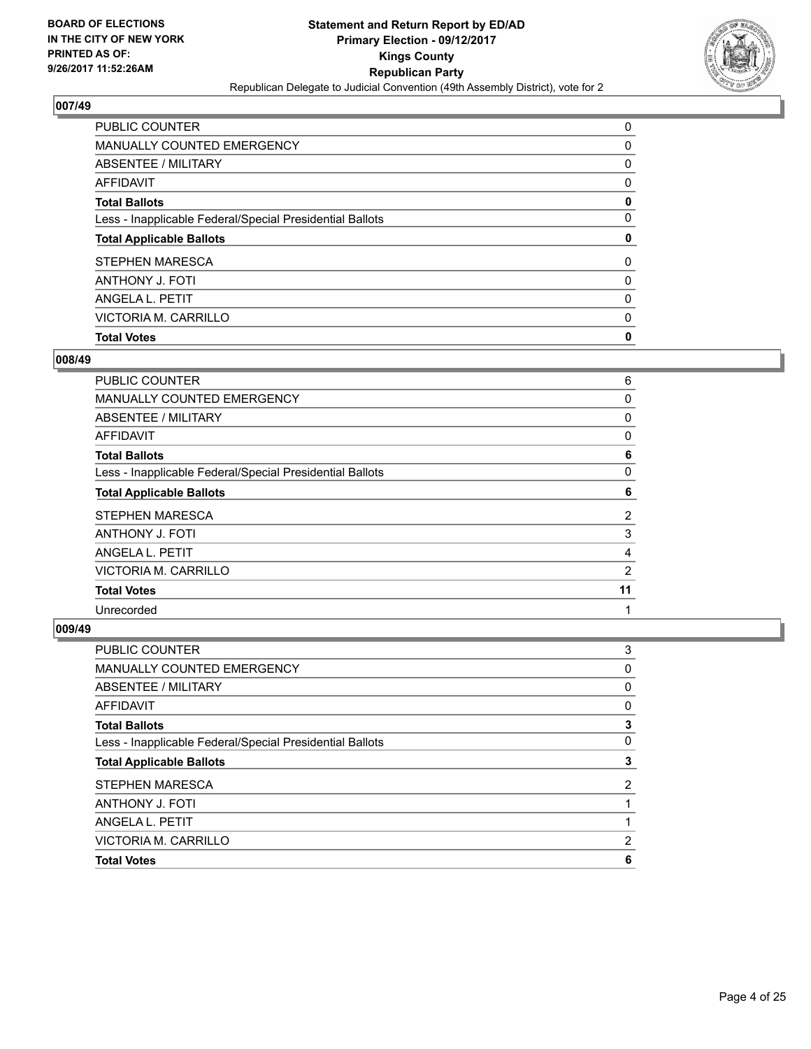**BOARD OF ELECTIONS IN THE CITY OF NEW YORK PRINTED AS OF: 9/26/2017 11:52:26AM**

**Statement and Return Report by ED/AD**
**Primary Election - 09/12/2017**
**Kings County**
**Republican Party**
Republican Delegate to Judicial Convention (49th Assembly District), vote for 2

### 007/49

| | |
|---|---|
| PUBLIC COUNTER | 0 |
| MANUALLY COUNTED EMERGENCY | 0 |
| ABSENTEE / MILITARY | 0 |
| AFFIDAVIT | 0 |
| **Total Ballots** | **0** |
| Less - Inapplicable Federal/Special Presidential Ballots | 0 |
| **Total Applicable Ballots** | **0** |
| STEPHEN MARESCA | 0 |
| ANTHONY J. FOTI | 0 |
| ANGELA L. PETIT | 0 |
| VICTORIA M. CARRILLO | 0 |
| **Total Votes** | **0** |

### 008/49

| | |
|---|---|
| PUBLIC COUNTER | 6 |
| MANUALLY COUNTED EMERGENCY | 0 |
| ABSENTEE / MILITARY | 0 |
| AFFIDAVIT | 0 |
| **Total Ballots** | **6** |
| Less - Inapplicable Federal/Special Presidential Ballots | 0 |
| **Total Applicable Ballots** | **6** |
| STEPHEN MARESCA | 2 |
| ANTHONY J. FOTI | 3 |
| ANGELA L. PETIT | 4 |
| VICTORIA M. CARRILLO | 2 |
| **Total Votes** | **11** |
| Unrecorded | 1 |

### 009/49

| | |
|---|---|
| PUBLIC COUNTER | 3 |
| MANUALLY COUNTED EMERGENCY | 0 |
| ABSENTEE / MILITARY | 0 |
| AFFIDAVIT | 0 |
| **Total Ballots** | **3** |
| Less - Inapplicable Federal/Special Presidential Ballots | 0 |
| **Total Applicable Ballots** | **3** |
| STEPHEN MARESCA | 2 |
| ANTHONY J. FOTI | 1 |
| ANGELA L. PETIT | 1 |
| VICTORIA M. CARRILLO | 2 |
| **Total Votes** | **6** |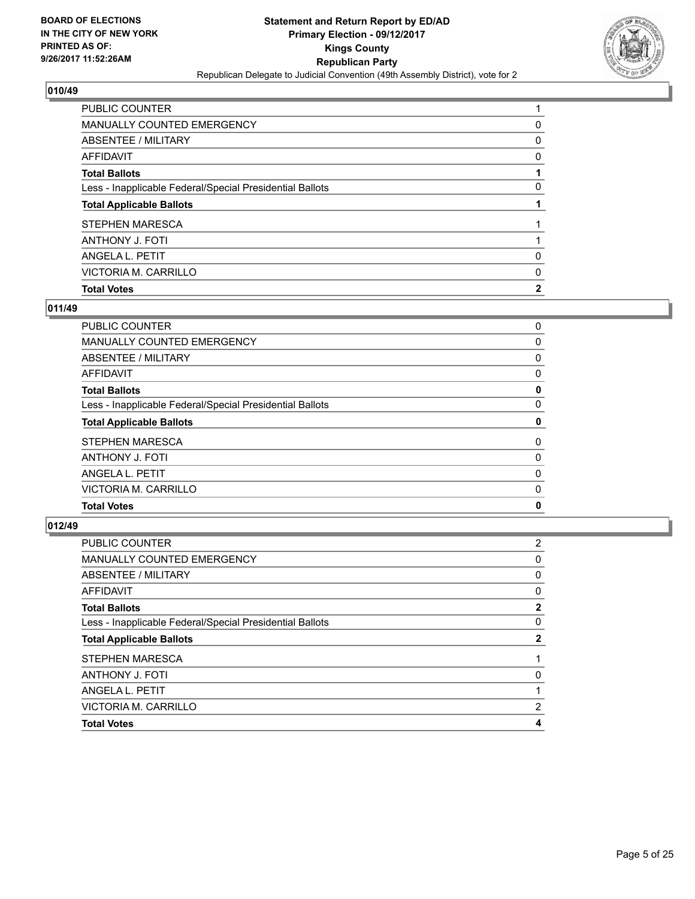### 010/49

| | |
|---|---|
| PUBLIC COUNTER | 1 |
| MANUALLY COUNTED EMERGENCY | 0 |
| ABSENTEE / MILITARY | 0 |
| AFFIDAVIT | 0 |
| **Total Ballots** | **1** |
| Less - Inapplicable Federal/Special Presidential Ballots | 0 |
| **Total Applicable Ballots** | **1** |
| STEPHEN MARESCA | 1 |
| ANTHONY J. FOTI | 1 |
| ANGELA L. PETIT | 0 |
| VICTORIA M. CARRILLO | 0 |
| **Total Votes** | **2** |

### 011/49

| | |
|---|---|
| PUBLIC COUNTER | 0 |
| MANUALLY COUNTED EMERGENCY | 0 |
| ABSENTEE / MILITARY | 0 |
| AFFIDAVIT | 0 |
| **Total Ballots** | **0** |
| Less - Inapplicable Federal/Special Presidential Ballots | 0 |
| **Total Applicable Ballots** | **0** |
| STEPHEN MARESCA | 0 |
| ANTHONY J. FOTI | 0 |
| ANGELA L. PETIT | 0 |
| VICTORIA M. CARRILLO | 0 |
| **Total Votes** | **0** |

### 012/49

| | |
|---|---|
| PUBLIC COUNTER | 2 |
| MANUALLY COUNTED EMERGENCY | 0 |
| ABSENTEE / MILITARY | 0 |
| AFFIDAVIT | 0 |
| **Total Ballots** | **2** |
| Less - Inapplicable Federal/Special Presidential Ballots | 0 |
| **Total Applicable Ballots** | **2** |
| STEPHEN MARESCA | 1 |
| ANTHONY J. FOTI | 0 |
| ANGELA L. PETIT | 1 |
| VICTORIA M. CARRILLO | 2 |
| **Total Votes** | **4** |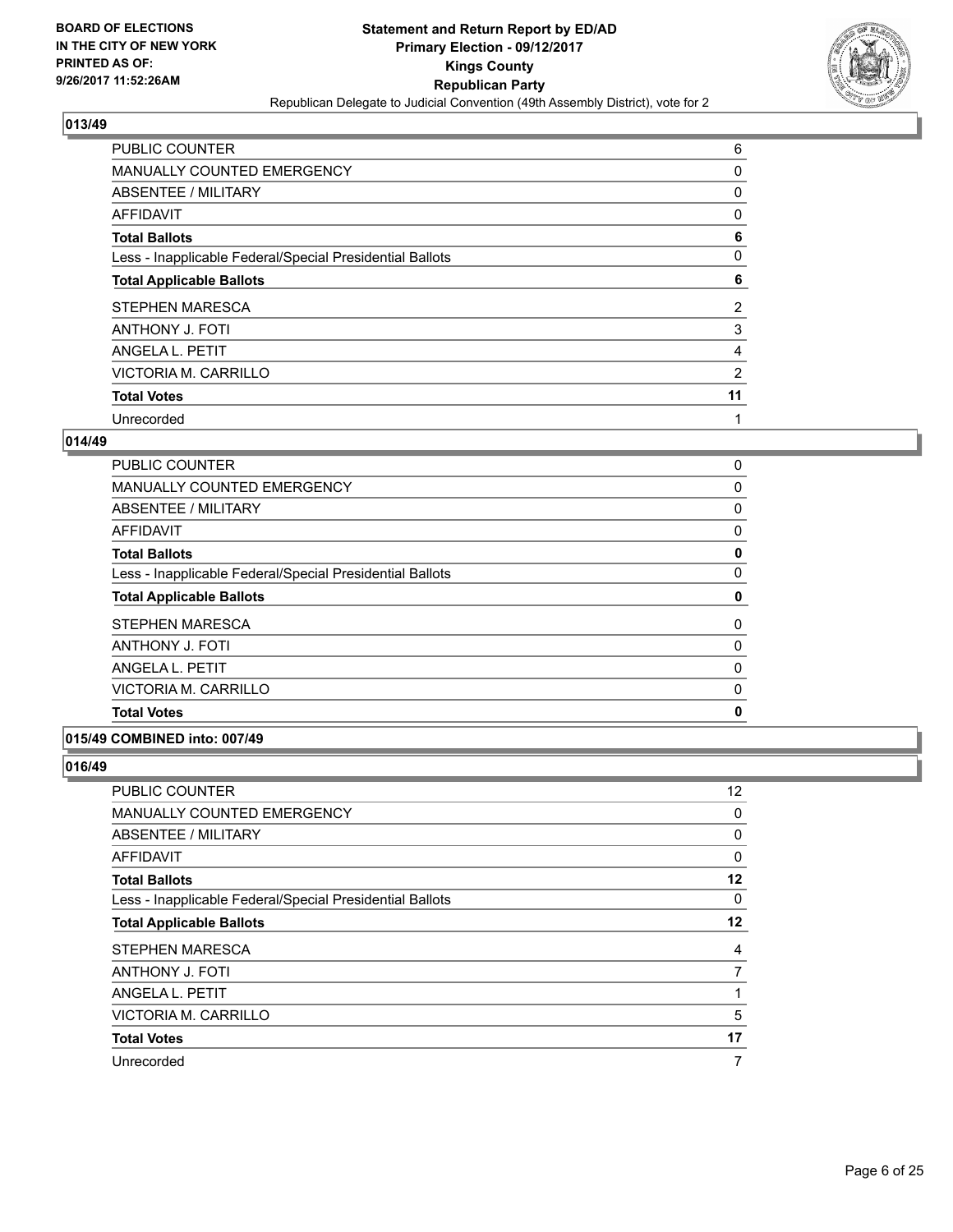## 013/49

| | |
|---|---|
| PUBLIC COUNTER | 6 |
| MANUALLY COUNTED EMERGENCY | 0 |
| ABSENTEE / MILITARY | 0 |
| AFFIDAVIT | 0 |
| **Total Ballots** | **6** |
| Less - Inapplicable Federal/Special Presidential Ballots | 0 |
| **Total Applicable Ballots** | **6** |
| STEPHEN MARESCA | 2 |
| ANTHONY J. FOTI | 3 |
| ANGELA L. PETIT | 4 |
| VICTORIA M. CARRILLO | 2 |
| **Total Votes** | **11** |
| Unrecorded | 1 |

## 014/49

| | |
|---|---|
| PUBLIC COUNTER | 0 |
| MANUALLY COUNTED EMERGENCY | 0 |
| ABSENTEE / MILITARY | 0 |
| AFFIDAVIT | 0 |
| **Total Ballots** | **0** |
| Less - Inapplicable Federal/Special Presidential Ballots | 0 |
| **Total Applicable Ballots** | **0** |
| STEPHEN MARESCA | 0 |
| ANTHONY J. FOTI | 0 |
| ANGELA L. PETIT | 0 |
| VICTORIA M. CARRILLO | 0 |
| **Total Votes** | **0** |

## 015/49 COMBINED into: 007/49

## 016/49

| | |
|---|---|
| PUBLIC COUNTER | 12 |
| MANUALLY COUNTED EMERGENCY | 0 |
| ABSENTEE / MILITARY | 0 |
| AFFIDAVIT | 0 |
| **Total Ballots** | **12** |
| Less - Inapplicable Federal/Special Presidential Ballots | 0 |
| **Total Applicable Ballots** | **12** |
| STEPHEN MARESCA | 4 |
| ANTHONY J. FOTI | 7 |
| ANGELA L. PETIT | 1 |
| VICTORIA M. CARRILLO | 5 |
| **Total Votes** | **17** |
| Unrecorded | 7 |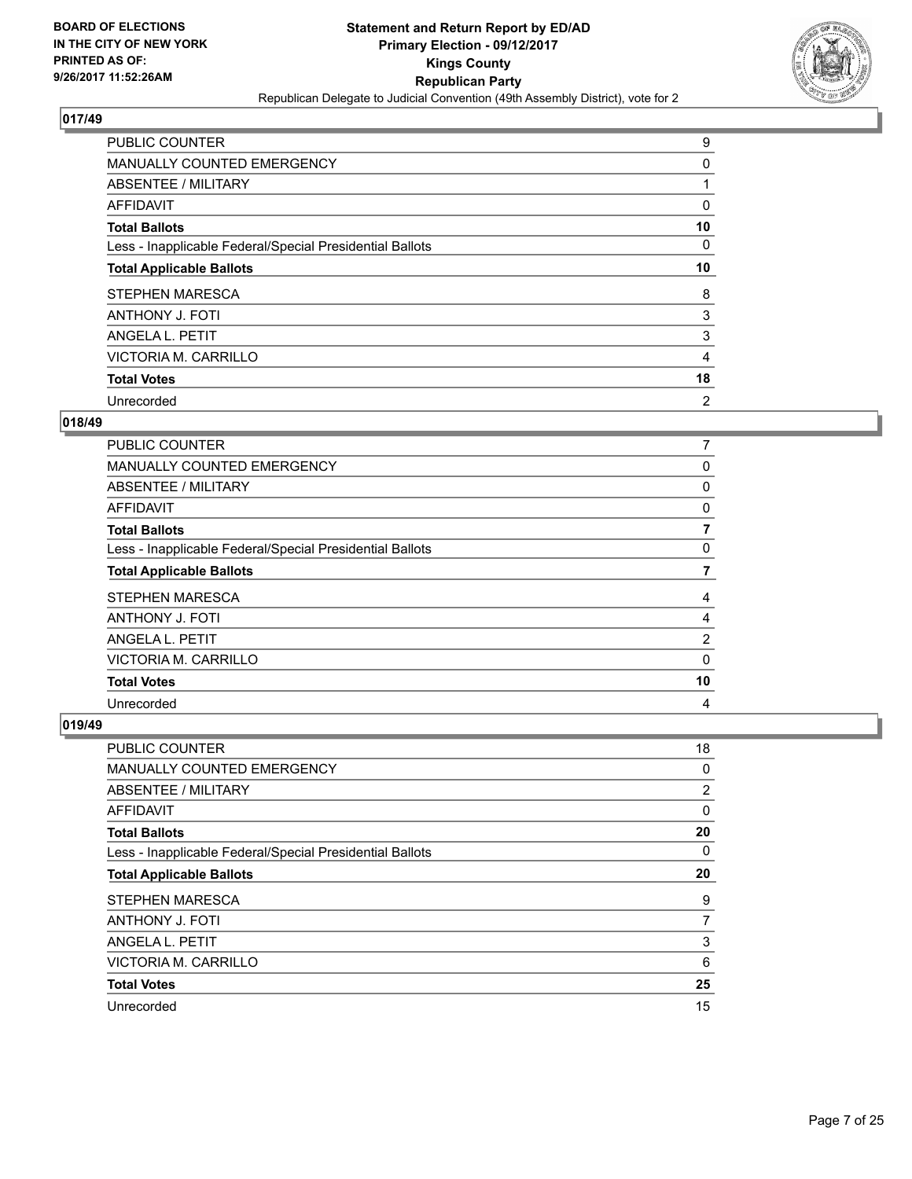**BOARD OF ELECTIONS IN THE CITY OF NEW YORK PRINTED AS OF: 9/26/2017 11:52:26AM**

**Statement and Return Report by ED/AD Primary Election - 09/12/2017 Kings County Republican Party**

Republican Delegate to Judicial Convention (49th Assembly District), vote for 2

### 017/49

| | |
|---|---|
| PUBLIC COUNTER | 9 |
| MANUALLY COUNTED EMERGENCY | 0 |
| ABSENTEE / MILITARY | 1 |
| AFFIDAVIT | 0 |
| **Total Ballots** | **10** |
| Less - Inapplicable Federal/Special Presidential Ballots | 0 |
| **Total Applicable Ballots** | **10** |
| STEPHEN MARESCA | 8 |
| ANTHONY J. FOTI | 3 |
| ANGELA L. PETIT | 3 |
| VICTORIA M. CARRILLO | 4 |
| **Total Votes** | **18** |
| Unrecorded | 2 |

### 018/49

| | |
|---|---|
| PUBLIC COUNTER | 7 |
| MANUALLY COUNTED EMERGENCY | 0 |
| ABSENTEE / MILITARY | 0 |
| AFFIDAVIT | 0 |
| **Total Ballots** | **7** |
| Less - Inapplicable Federal/Special Presidential Ballots | 0 |
| **Total Applicable Ballots** | **7** |
| STEPHEN MARESCA | 4 |
| ANTHONY J. FOTI | 4 |
| ANGELA L. PETIT | 2 |
| VICTORIA M. CARRILLO | 0 |
| **Total Votes** | **10** |
| Unrecorded | 4 |

### 019/49

| | |
|---|---|
| PUBLIC COUNTER | 18 |
| MANUALLY COUNTED EMERGENCY | 0 |
| ABSENTEE / MILITARY | 2 |
| AFFIDAVIT | 0 |
| **Total Ballots** | **20** |
| Less - Inapplicable Federal/Special Presidential Ballots | 0 |
| **Total Applicable Ballots** | **20** |
| STEPHEN MARESCA | 9 |
| ANTHONY J. FOTI | 7 |
| ANGELA L. PETIT | 3 |
| VICTORIA M. CARRILLO | 6 |
| **Total Votes** | **25** |
| Unrecorded | 15 |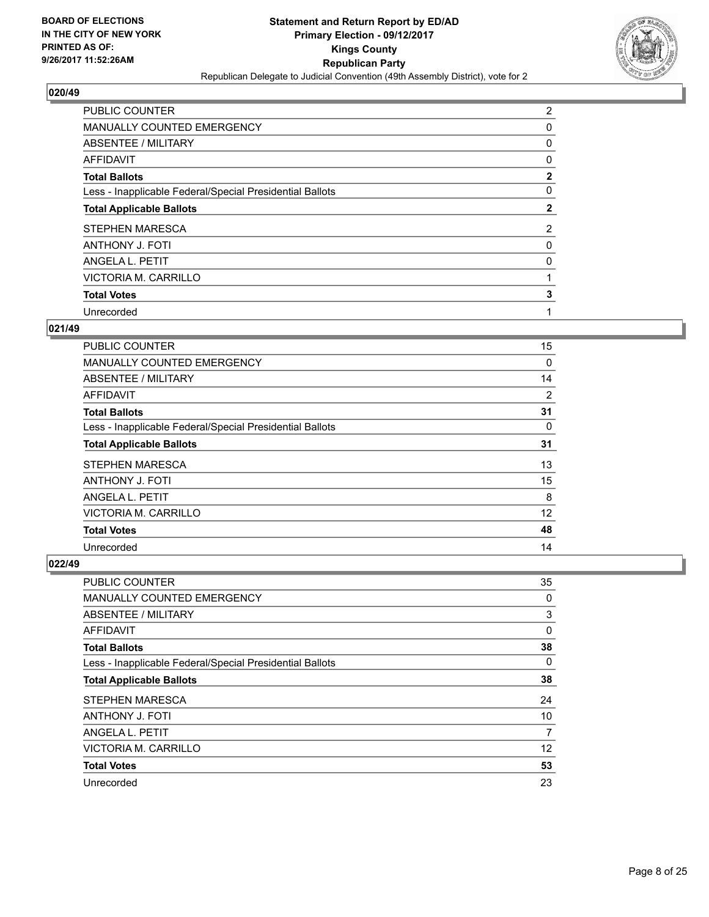BOARD OF ELECTIONS
IN THE CITY OF NEW YORK
PRINTED AS OF:
9/26/2017 11:52:26AM

**Statement and Return Report by ED/AD**
**Primary Election - 09/12/2017**
**Kings County**
**Republican Party**
Republican Delegate to Judicial Convention (49th Assembly District), vote for 2

## 020/49

| | |
|---|---|
| PUBLIC COUNTER | 2 |
| MANUALLY COUNTED EMERGENCY | 0 |
| ABSENTEE / MILITARY | 0 |
| AFFIDAVIT | 0 |
| **Total Ballots** | **2** |
| Less - Inapplicable Federal/Special Presidential Ballots | 0 |
| **Total Applicable Ballots** | **2** |
| STEPHEN MARESCA | 2 |
| ANTHONY J. FOTI | 0 |
| ANGELA L. PETIT | 0 |
| VICTORIA M. CARRILLO | 1 |
| **Total Votes** | **3** |
| Unrecorded | 1 |

## 021/49

| | |
|---|---|
| PUBLIC COUNTER | 15 |
| MANUALLY COUNTED EMERGENCY | 0 |
| ABSENTEE / MILITARY | 14 |
| AFFIDAVIT | 2 |
| **Total Ballots** | **31** |
| Less - Inapplicable Federal/Special Presidential Ballots | 0 |
| **Total Applicable Ballots** | **31** |
| STEPHEN MARESCA | 13 |
| ANTHONY J. FOTI | 15 |
| ANGELA L. PETIT | 8 |
| VICTORIA M. CARRILLO | 12 |
| **Total Votes** | **48** |
| Unrecorded | 14 |

## 022/49

| | |
|---|---|
| PUBLIC COUNTER | 35 |
| MANUALLY COUNTED EMERGENCY | 0 |
| ABSENTEE / MILITARY | 3 |
| AFFIDAVIT | 0 |
| **Total Ballots** | **38** |
| Less - Inapplicable Federal/Special Presidential Ballots | 0 |
| **Total Applicable Ballots** | **38** |
| STEPHEN MARESCA | 24 |
| ANTHONY J. FOTI | 10 |
| ANGELA L. PETIT | 7 |
| VICTORIA M. CARRILLO | 12 |
| **Total Votes** | **53** |
| Unrecorded | 23 |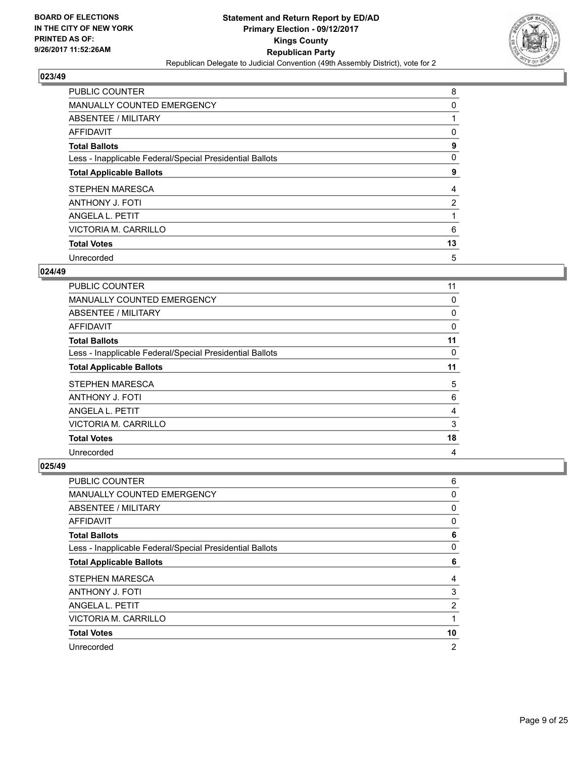**BOARD OF ELECTIONS IN THE CITY OF NEW YORK PRINTED AS OF: 9/26/2017 11:52:26AM**

**Statement and Return Report by ED/AD Primary Election - 09/12/2017 Kings County Republican Party**

Republican Delegate to Judicial Convention (49th Assembly District), vote for 2

### 023/49

| | |
|---|---|
| PUBLIC COUNTER | 8 |
| MANUALLY COUNTED EMERGENCY | 0 |
| ABSENTEE / MILITARY | 1 |
| AFFIDAVIT | 0 |
| **Total Ballots** | **9** |
| Less - Inapplicable Federal/Special Presidential Ballots | 0 |
| **Total Applicable Ballots** | **9** |
| STEPHEN MARESCA | 4 |
| ANTHONY J. FOTI | 2 |
| ANGELA L. PETIT | 1 |
| VICTORIA M. CARRILLO | 6 |
| **Total Votes** | **13** |
| Unrecorded | 5 |

### 024/49

| | |
|---|---|
| PUBLIC COUNTER | 11 |
| MANUALLY COUNTED EMERGENCY | 0 |
| ABSENTEE / MILITARY | 0 |
| AFFIDAVIT | 0 |
| **Total Ballots** | **11** |
| Less - Inapplicable Federal/Special Presidential Ballots | 0 |
| **Total Applicable Ballots** | **11** |
| STEPHEN MARESCA | 5 |
| ANTHONY J. FOTI | 6 |
| ANGELA L. PETIT | 4 |
| VICTORIA M. CARRILLO | 3 |
| **Total Votes** | **18** |
| Unrecorded | 4 |

### 025/49

| | |
|---|---|
| PUBLIC COUNTER | 6 |
| MANUALLY COUNTED EMERGENCY | 0 |
| ABSENTEE / MILITARY | 0 |
| AFFIDAVIT | 0 |
| **Total Ballots** | **6** |
| Less - Inapplicable Federal/Special Presidential Ballots | 0 |
| **Total Applicable Ballots** | **6** |
| STEPHEN MARESCA | 4 |
| ANTHONY J. FOTI | 3 |
| ANGELA L. PETIT | 2 |
| VICTORIA M. CARRILLO | 1 |
| **Total Votes** | **10** |
| Unrecorded | 2 |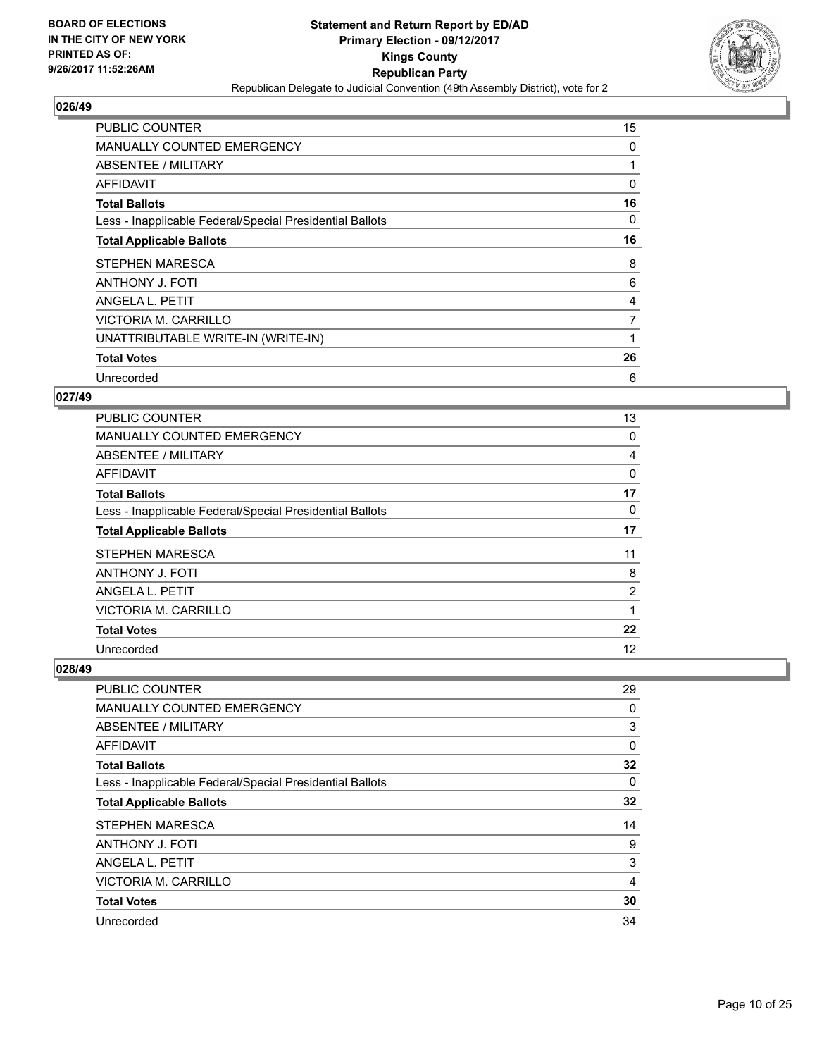**BOARD OF ELECTIONS IN THE CITY OF NEW YORK PRINTED AS OF: 9/26/2017 11:52:26AM**

**Statement and Return Report by ED/AD**
**Primary Election - 09/12/2017**
**Kings County**
**Republican Party**
Republican Delegate to Judicial Convention (49th Assembly District), vote for 2

## 026/49

| | |
|---|---|
| PUBLIC COUNTER | 15 |
| MANUALLY COUNTED EMERGENCY | 0 |
| ABSENTEE / MILITARY | 1 |
| AFFIDAVIT | 0 |
| **Total Ballots** | **16** |
| Less - Inapplicable Federal/Special Presidential Ballots | 0 |
| **Total Applicable Ballots** | **16** |
| STEPHEN MARESCA | 8 |
| ANTHONY J. FOTI | 6 |
| ANGELA L. PETIT | 4 |
| VICTORIA M. CARRILLO | 7 |
| UNATTRIBUTABLE WRITE-IN (WRITE-IN) | 1 |
| **Total Votes** | **26** |
| Unrecorded | 6 |

## 027/49

| | |
|---|---|
| PUBLIC COUNTER | 13 |
| MANUALLY COUNTED EMERGENCY | 0 |
| ABSENTEE / MILITARY | 4 |
| AFFIDAVIT | 0 |
| **Total Ballots** | **17** |
| Less - Inapplicable Federal/Special Presidential Ballots | 0 |
| **Total Applicable Ballots** | **17** |
| STEPHEN MARESCA | 11 |
| ANTHONY J. FOTI | 8 |
| ANGELA L. PETIT | 2 |
| VICTORIA M. CARRILLO | 1 |
| **Total Votes** | **22** |
| Unrecorded | 12 |

## 028/49

| | |
|---|---|
| PUBLIC COUNTER | 29 |
| MANUALLY COUNTED EMERGENCY | 0 |
| ABSENTEE / MILITARY | 3 |
| AFFIDAVIT | 0 |
| **Total Ballots** | **32** |
| Less - Inapplicable Federal/Special Presidential Ballots | 0 |
| **Total Applicable Ballots** | **32** |
| STEPHEN MARESCA | 14 |
| ANTHONY J. FOTI | 9 |
| ANGELA L. PETIT | 3 |
| VICTORIA M. CARRILLO | 4 |
| **Total Votes** | **30** |
| Unrecorded | 34 |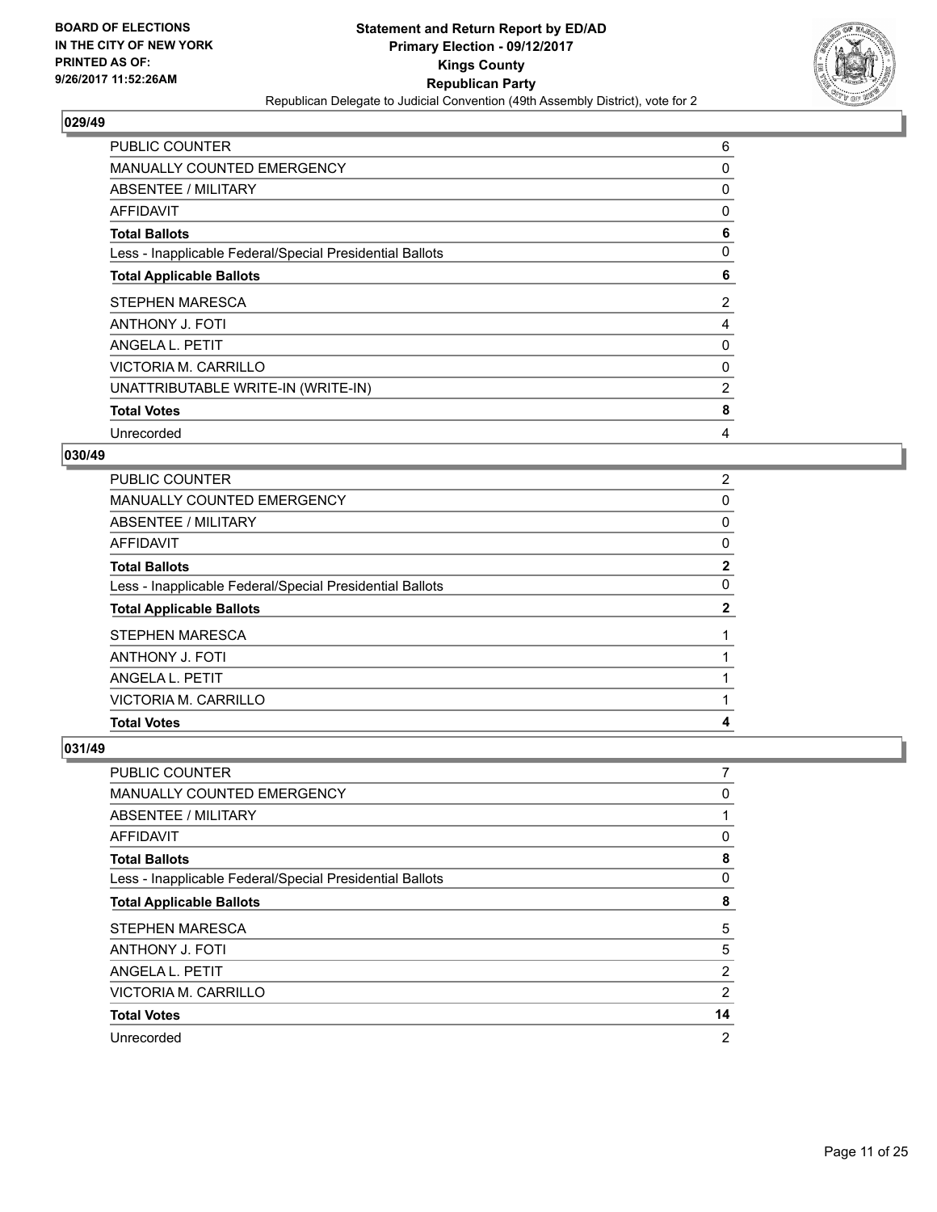**Statement and Return Report by ED/AD**
**Primary Election - 09/12/2017**
**Kings County**
**Republican Party**
Republican Delegate to Judicial Convention (49th Assembly District), vote for 2

BOARD OF ELECTIONS
IN THE CITY OF NEW YORK
PRINTED AS OF:
9/26/2017 11:52:26AM

### 029/49

| | |
|---|---|
| PUBLIC COUNTER | 6 |
| MANUALLY COUNTED EMERGENCY | 0 |
| ABSENTEE / MILITARY | 0 |
| AFFIDAVIT | 0 |
| **Total Ballots** | **6** |
| Less - Inapplicable Federal/Special Presidential Ballots | 0 |
| **Total Applicable Ballots** | **6** |
| STEPHEN MARESCA | 2 |
| ANTHONY J. FOTI | 4 |
| ANGELA L. PETIT | 0 |
| VICTORIA M. CARRILLO | 0 |
| UNATTRIBUTABLE WRITE-IN (WRITE-IN) | 2 |
| **Total Votes** | **8** |
| Unrecorded | 4 |

### 030/49

| | |
|---|---|
| PUBLIC COUNTER | 2 |
| MANUALLY COUNTED EMERGENCY | 0 |
| ABSENTEE / MILITARY | 0 |
| AFFIDAVIT | 0 |
| **Total Ballots** | **2** |
| Less - Inapplicable Federal/Special Presidential Ballots | 0 |
| **Total Applicable Ballots** | **2** |
| STEPHEN MARESCA | 1 |
| ANTHONY J. FOTI | 1 |
| ANGELA L. PETIT | 1 |
| VICTORIA M. CARRILLO | 1 |
| **Total Votes** | **4** |

### 031/49

| | |
|---|---|
| PUBLIC COUNTER | 7 |
| MANUALLY COUNTED EMERGENCY | 0 |
| ABSENTEE / MILITARY | 1 |
| AFFIDAVIT | 0 |
| **Total Ballots** | **8** |
| Less - Inapplicable Federal/Special Presidential Ballots | 0 |
| **Total Applicable Ballots** | **8** |
| STEPHEN MARESCA | 5 |
| ANTHONY J. FOTI | 5 |
| ANGELA L. PETIT | 2 |
| VICTORIA M. CARRILLO | 2 |
| **Total Votes** | **14** |
| Unrecorded | 2 |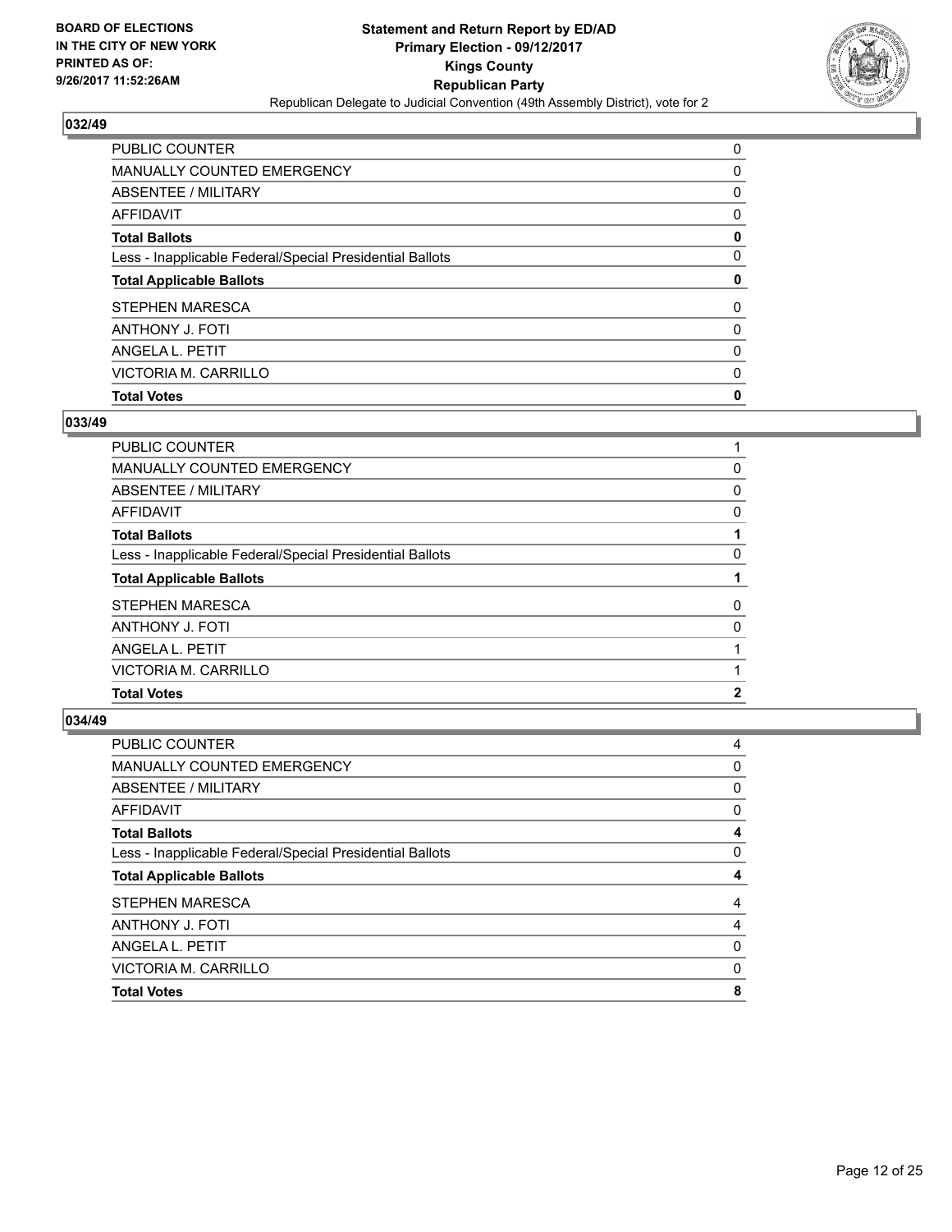**BOARD OF ELECTIONS IN THE CITY OF NEW YORK PRINTED AS OF: 9/26/2017 11:52:26AM**

**Statement and Return Report by ED/AD**
**Primary Election - 09/12/2017**
**Kings County**
**Republican Party**
Republican Delegate to Judicial Convention (49th Assembly District), vote for 2

### 032/49

| | |
|---|---|
| PUBLIC COUNTER | 0 |
| MANUALLY COUNTED EMERGENCY | 0 |
| ABSENTEE / MILITARY | 0 |
| AFFIDAVIT | 0 |
| **Total Ballots** | **0** |
| Less - Inapplicable Federal/Special Presidential Ballots | 0 |
| **Total Applicable Ballots** | **0** |
| STEPHEN MARESCA | 0 |
| ANTHONY J. FOTI | 0 |
| ANGELA L. PETIT | 0 |
| VICTORIA M. CARRILLO | 0 |
| **Total Votes** | **0** |

### 033/49

| | |
|---|---|
| PUBLIC COUNTER | 1 |
| MANUALLY COUNTED EMERGENCY | 0 |
| ABSENTEE / MILITARY | 0 |
| AFFIDAVIT | 0 |
| **Total Ballots** | **1** |
| Less - Inapplicable Federal/Special Presidential Ballots | 0 |
| **Total Applicable Ballots** | **1** |
| STEPHEN MARESCA | 0 |
| ANTHONY J. FOTI | 0 |
| ANGELA L. PETIT | 1 |
| VICTORIA M. CARRILLO | 1 |
| **Total Votes** | **2** |

### 034/49

| | |
|---|---|
| PUBLIC COUNTER | 4 |
| MANUALLY COUNTED EMERGENCY | 0 |
| ABSENTEE / MILITARY | 0 |
| AFFIDAVIT | 0 |
| **Total Ballots** | **4** |
| Less - Inapplicable Federal/Special Presidential Ballots | 0 |
| **Total Applicable Ballots** | **4** |
| STEPHEN MARESCA | 4 |
| ANTHONY J. FOTI | 4 |
| ANGELA L. PETIT | 0 |
| VICTORIA M. CARRILLO | 0 |
| **Total Votes** | **8** |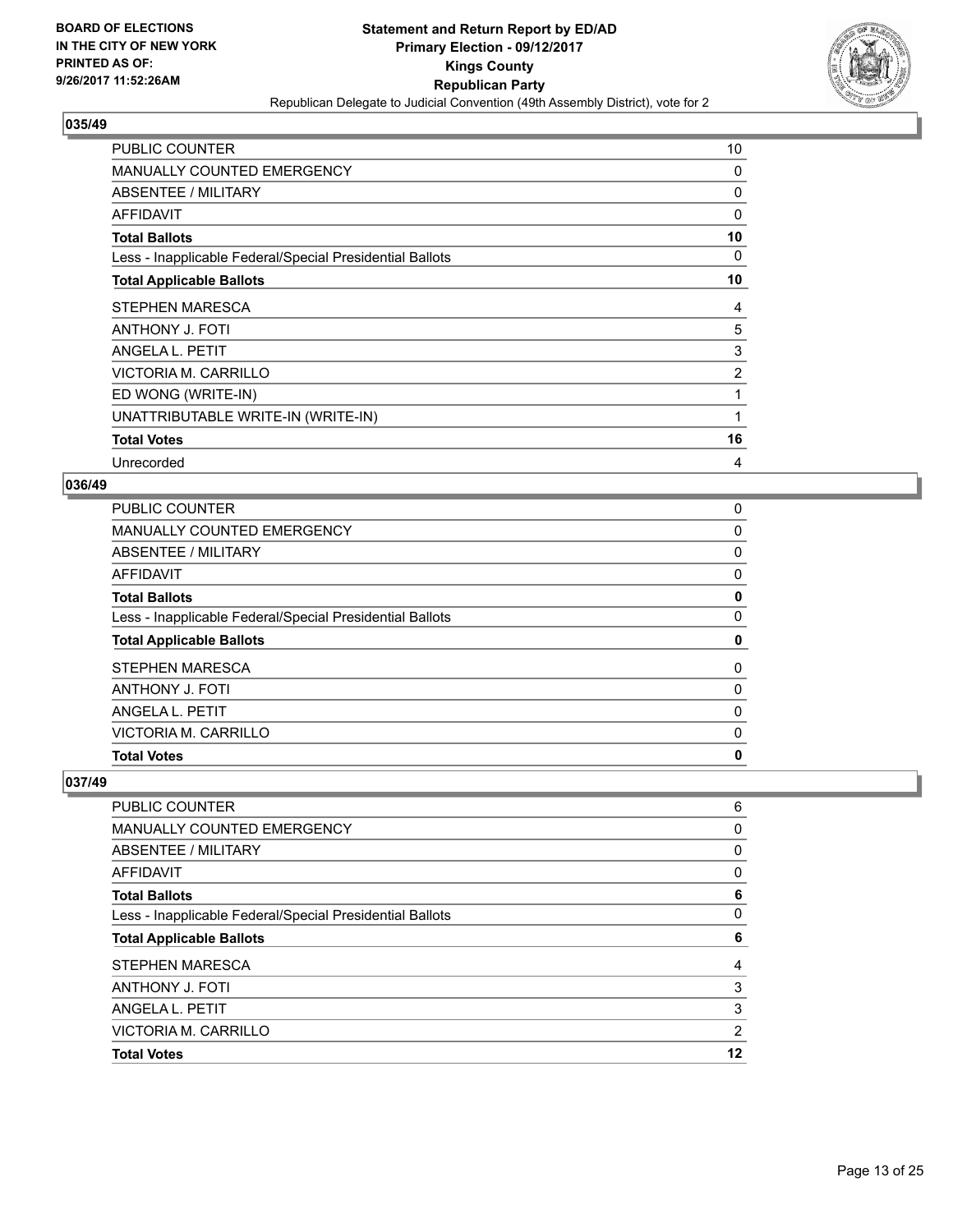## 035/49

| | |
|---|---|
| PUBLIC COUNTER | 10 |
| MANUALLY COUNTED EMERGENCY | 0 |
| ABSENTEE / MILITARY | 0 |
| AFFIDAVIT | 0 |
| **Total Ballots** | **10** |
| Less - Inapplicable Federal/Special Presidential Ballots | 0 |
| **Total Applicable Ballots** | **10** |
| STEPHEN MARESCA | 4 |
| ANTHONY J. FOTI | 5 |
| ANGELA L. PETIT | 3 |
| VICTORIA M. CARRILLO | 2 |
| ED WONG (WRITE-IN) | 1 |
| UNATTRIBUTABLE WRITE-IN (WRITE-IN) | 1 |
| **Total Votes** | **16** |
| Unrecorded | 4 |

## 036/49

| | |
|---|---|
| PUBLIC COUNTER | 0 |
| MANUALLY COUNTED EMERGENCY | 0 |
| ABSENTEE / MILITARY | 0 |
| AFFIDAVIT | 0 |
| **Total Ballots** | **0** |
| Less - Inapplicable Federal/Special Presidential Ballots | 0 |
| **Total Applicable Ballots** | **0** |
| STEPHEN MARESCA | 0 |
| ANTHONY J. FOTI | 0 |
| ANGELA L. PETIT | 0 |
| VICTORIA M. CARRILLO | 0 |
| **Total Votes** | **0** |

## 037/49

| | |
|---|---|
| PUBLIC COUNTER | 6 |
| MANUALLY COUNTED EMERGENCY | 0 |
| ABSENTEE / MILITARY | 0 |
| AFFIDAVIT | 0 |
| **Total Ballots** | **6** |
| Less - Inapplicable Federal/Special Presidential Ballots | 0 |
| **Total Applicable Ballots** | **6** |
| STEPHEN MARESCA | 4 |
| ANTHONY J. FOTI | 3 |
| ANGELA L. PETIT | 3 |
| VICTORIA M. CARRILLO | 2 |
| **Total Votes** | **12** |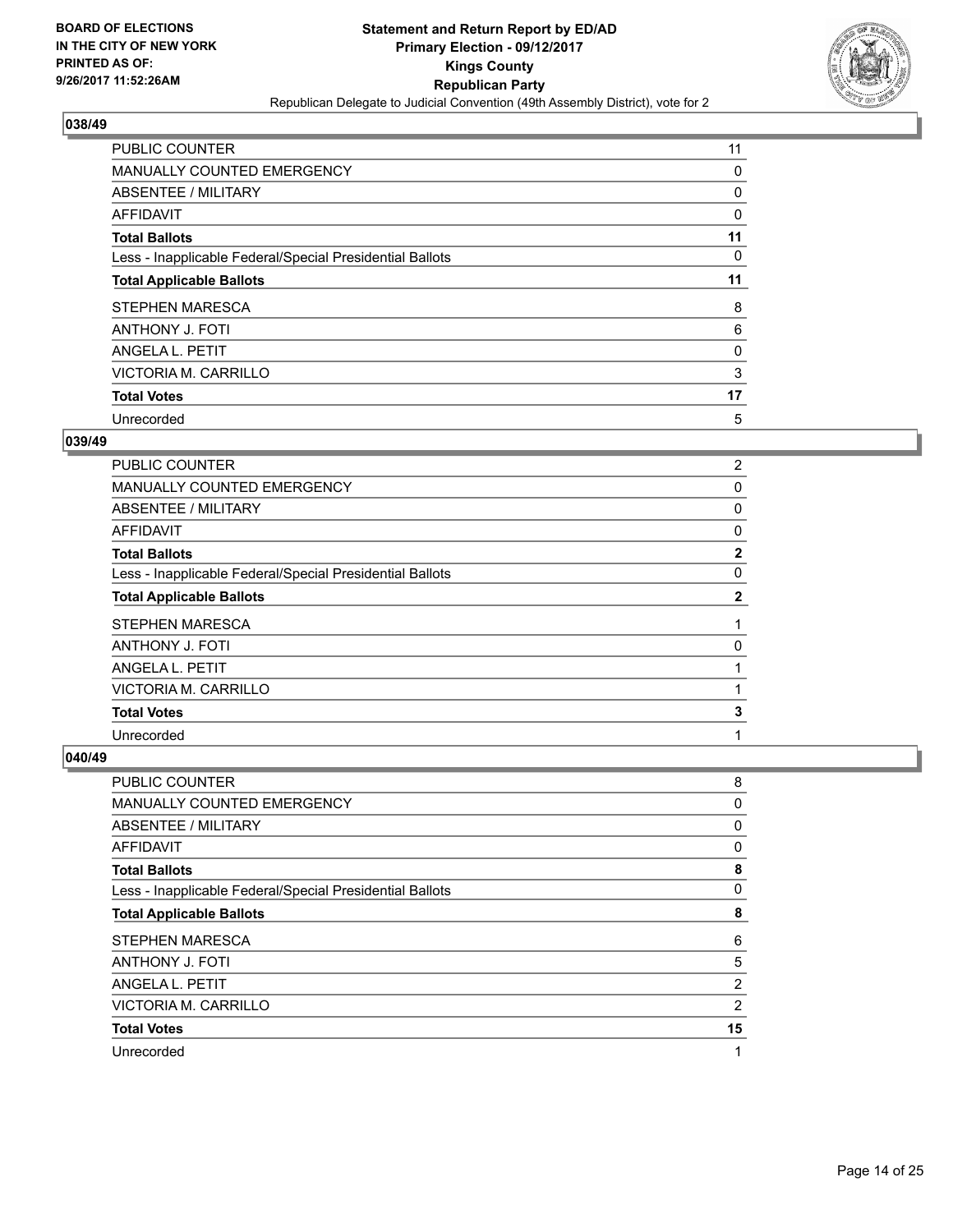**BOARD OF ELECTIONS IN THE CITY OF NEW YORK PRINTED AS OF: 9/26/2017 11:52:26AM**

**Statement and Return Report by ED/AD**
**Primary Election - 09/12/2017**
**Kings County**
**Republican Party**
Republican Delegate to Judicial Convention (49th Assembly District), vote for 2

## 038/49

| | |
|---|---|
| PUBLIC COUNTER | 11 |
| MANUALLY COUNTED EMERGENCY | 0 |
| ABSENTEE / MILITARY | 0 |
| AFFIDAVIT | 0 |
| **Total Ballots** | **11** |
| Less - Inapplicable Federal/Special Presidential Ballots | 0 |
| **Total Applicable Ballots** | **11** |
| STEPHEN MARESCA | 8 |
| ANTHONY J. FOTI | 6 |
| ANGELA L. PETIT | 0 |
| VICTORIA M. CARRILLO | 3 |
| **Total Votes** | **17** |
| Unrecorded | 5 |

## 039/49

| | |
|---|---|
| PUBLIC COUNTER | 2 |
| MANUALLY COUNTED EMERGENCY | 0 |
| ABSENTEE / MILITARY | 0 |
| AFFIDAVIT | 0 |
| **Total Ballots** | **2** |
| Less - Inapplicable Federal/Special Presidential Ballots | 0 |
| **Total Applicable Ballots** | **2** |
| STEPHEN MARESCA | 1 |
| ANTHONY J. FOTI | 0 |
| ANGELA L. PETIT | 1 |
| VICTORIA M. CARRILLO | 1 |
| **Total Votes** | **3** |
| Unrecorded | 1 |

## 040/49

| | |
|---|---|
| PUBLIC COUNTER | 8 |
| MANUALLY COUNTED EMERGENCY | 0 |
| ABSENTEE / MILITARY | 0 |
| AFFIDAVIT | 0 |
| **Total Ballots** | **8** |
| Less - Inapplicable Federal/Special Presidential Ballots | 0 |
| **Total Applicable Ballots** | **8** |
| STEPHEN MARESCA | 6 |
| ANTHONY J. FOTI | 5 |
| ANGELA L. PETIT | 2 |
| VICTORIA M. CARRILLO | 2 |
| **Total Votes** | **15** |
| Unrecorded | 1 |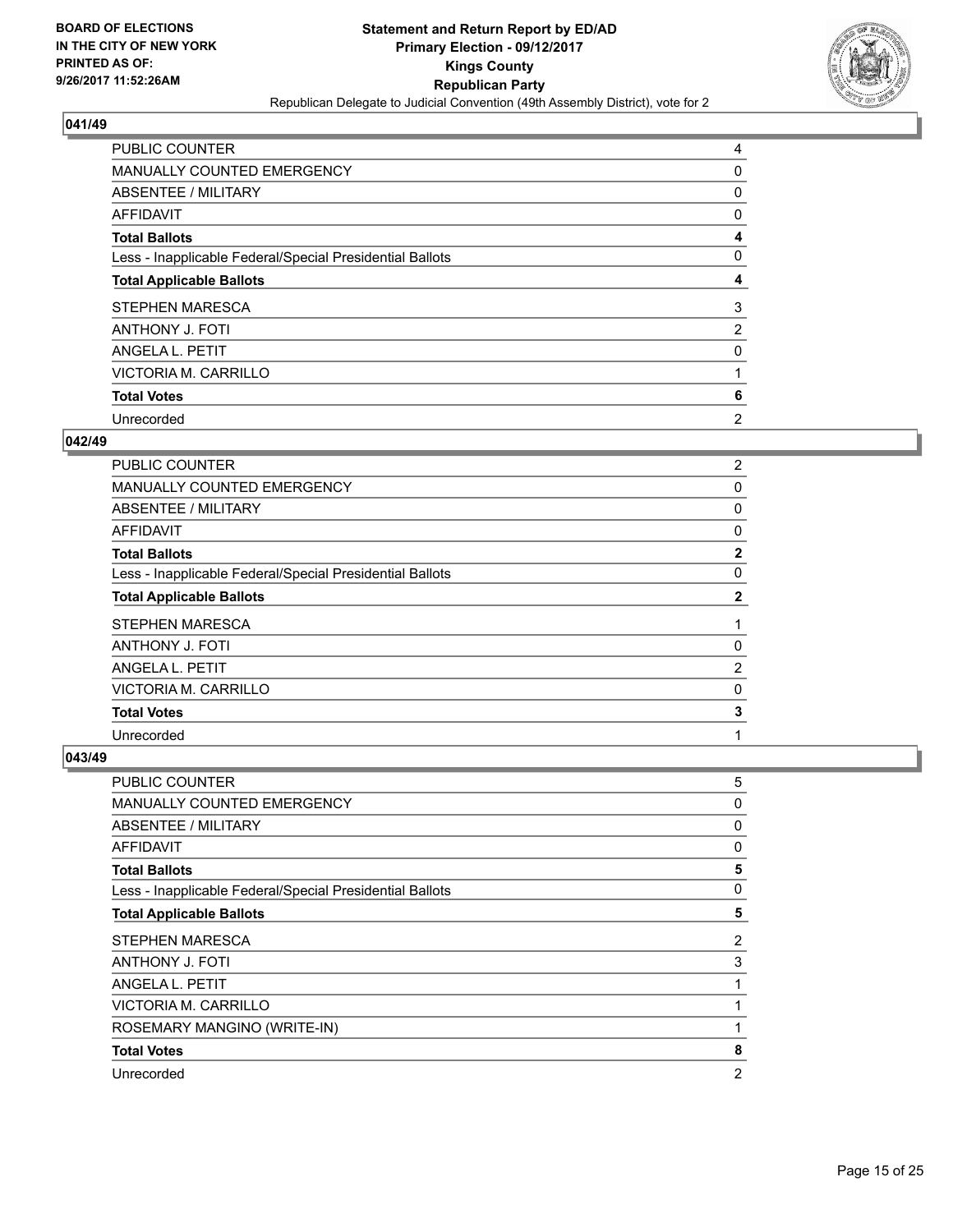**BOARD OF ELECTIONS IN THE CITY OF NEW YORK PRINTED AS OF: 9/26/2017 11:52:26AM**

# Statement and Return Report by ED/AD
## Primary Election - 09/12/2017
## Kings County
## Republican Party
Republican Delegate to Judicial Convention (49th Assembly District), vote for 2

### 041/49

| | |
|---|---|
| PUBLIC COUNTER | 4 |
| MANUALLY COUNTED EMERGENCY | 0 |
| ABSENTEE / MILITARY | 0 |
| AFFIDAVIT | 0 |
| **Total Ballots** | **4** |
| Less - Inapplicable Federal/Special Presidential Ballots | 0 |
| **Total Applicable Ballots** | **4** |
| STEPHEN MARESCA | 3 |
| ANTHONY J. FOTI | 2 |
| ANGELA L. PETIT | 0 |
| VICTORIA M. CARRILLO | 1 |
| **Total Votes** | **6** |
| Unrecorded | 2 |

### 042/49

| | |
|---|---|
| PUBLIC COUNTER | 2 |
| MANUALLY COUNTED EMERGENCY | 0 |
| ABSENTEE / MILITARY | 0 |
| AFFIDAVIT | 0 |
| **Total Ballots** | **2** |
| Less - Inapplicable Federal/Special Presidential Ballots | 0 |
| **Total Applicable Ballots** | **2** |
| STEPHEN MARESCA | 1 |
| ANTHONY J. FOTI | 0 |
| ANGELA L. PETIT | 2 |
| VICTORIA M. CARRILLO | 0 |
| **Total Votes** | **3** |
| Unrecorded | 1 |

### 043/49

| | |
|---|---|
| PUBLIC COUNTER | 5 |
| MANUALLY COUNTED EMERGENCY | 0 |
| ABSENTEE / MILITARY | 0 |
| AFFIDAVIT | 0 |
| **Total Ballots** | **5** |
| Less - Inapplicable Federal/Special Presidential Ballots | 0 |
| **Total Applicable Ballots** | **5** |
| STEPHEN MARESCA | 2 |
| ANTHONY J. FOTI | 3 |
| ANGELA L. PETIT | 1 |
| VICTORIA M. CARRILLO | 1 |
| ROSEMARY MANGINO (WRITE-IN) | 1 |
| **Total Votes** | **8** |
| Unrecorded | 2 |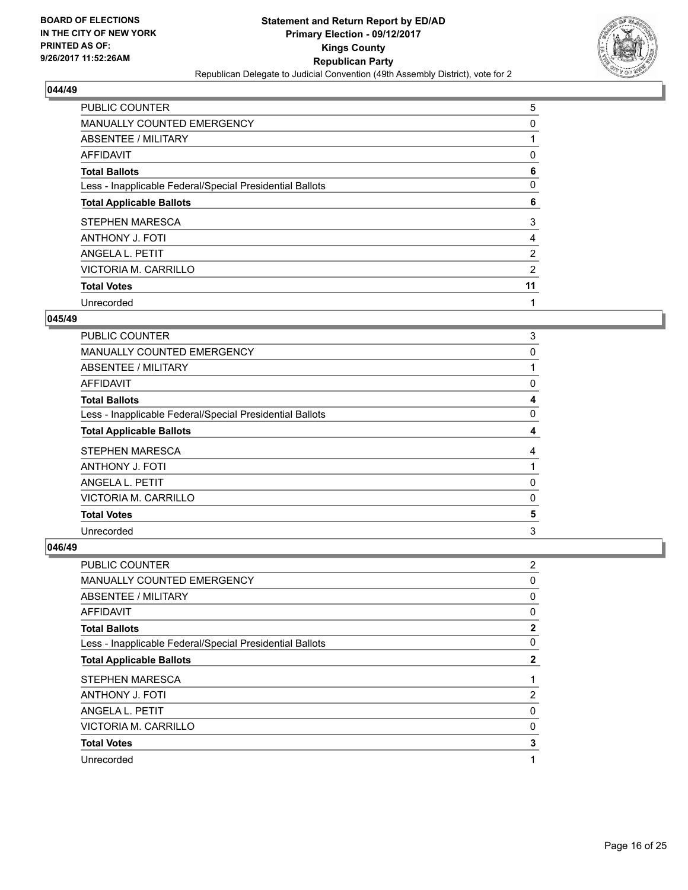**BOARD OF ELECTIONS IN THE CITY OF NEW YORK PRINTED AS OF: 9/26/2017 11:52:26AM**

**Statement and Return Report by ED/AD Primary Election - 09/12/2017 Kings County Republican Party**

Republican Delegate to Judicial Convention (49th Assembly District), vote for 2

### 044/49

| | |
|---|---|
| PUBLIC COUNTER | 5 |
| MANUALLY COUNTED EMERGENCY | 0 |
| ABSENTEE / MILITARY | 1 |
| AFFIDAVIT | 0 |
| **Total Ballots** | **6** |
| Less - Inapplicable Federal/Special Presidential Ballots | 0 |
| **Total Applicable Ballots** | **6** |
| STEPHEN MARESCA | 3 |
| ANTHONY J. FOTI | 4 |
| ANGELA L. PETIT | 2 |
| VICTORIA M. CARRILLO | 2 |
| **Total Votes** | **11** |
| Unrecorded | 1 |

### 045/49

| | |
|---|---|
| PUBLIC COUNTER | 3 |
| MANUALLY COUNTED EMERGENCY | 0 |
| ABSENTEE / MILITARY | 1 |
| AFFIDAVIT | 0 |
| **Total Ballots** | **4** |
| Less - Inapplicable Federal/Special Presidential Ballots | 0 |
| **Total Applicable Ballots** | **4** |
| STEPHEN MARESCA | 4 |
| ANTHONY J. FOTI | 1 |
| ANGELA L. PETIT | 0 |
| VICTORIA M. CARRILLO | 0 |
| **Total Votes** | **5** |
| Unrecorded | 3 |

### 046/49

| | |
|---|---|
| PUBLIC COUNTER | 2 |
| MANUALLY COUNTED EMERGENCY | 0 |
| ABSENTEE / MILITARY | 0 |
| AFFIDAVIT | 0 |
| **Total Ballots** | **2** |
| Less - Inapplicable Federal/Special Presidential Ballots | 0 |
| **Total Applicable Ballots** | **2** |
| STEPHEN MARESCA | 1 |
| ANTHONY J. FOTI | 2 |
| ANGELA L. PETIT | 0 |
| VICTORIA M. CARRILLO | 0 |
| **Total Votes** | **3** |
| Unrecorded | 1 |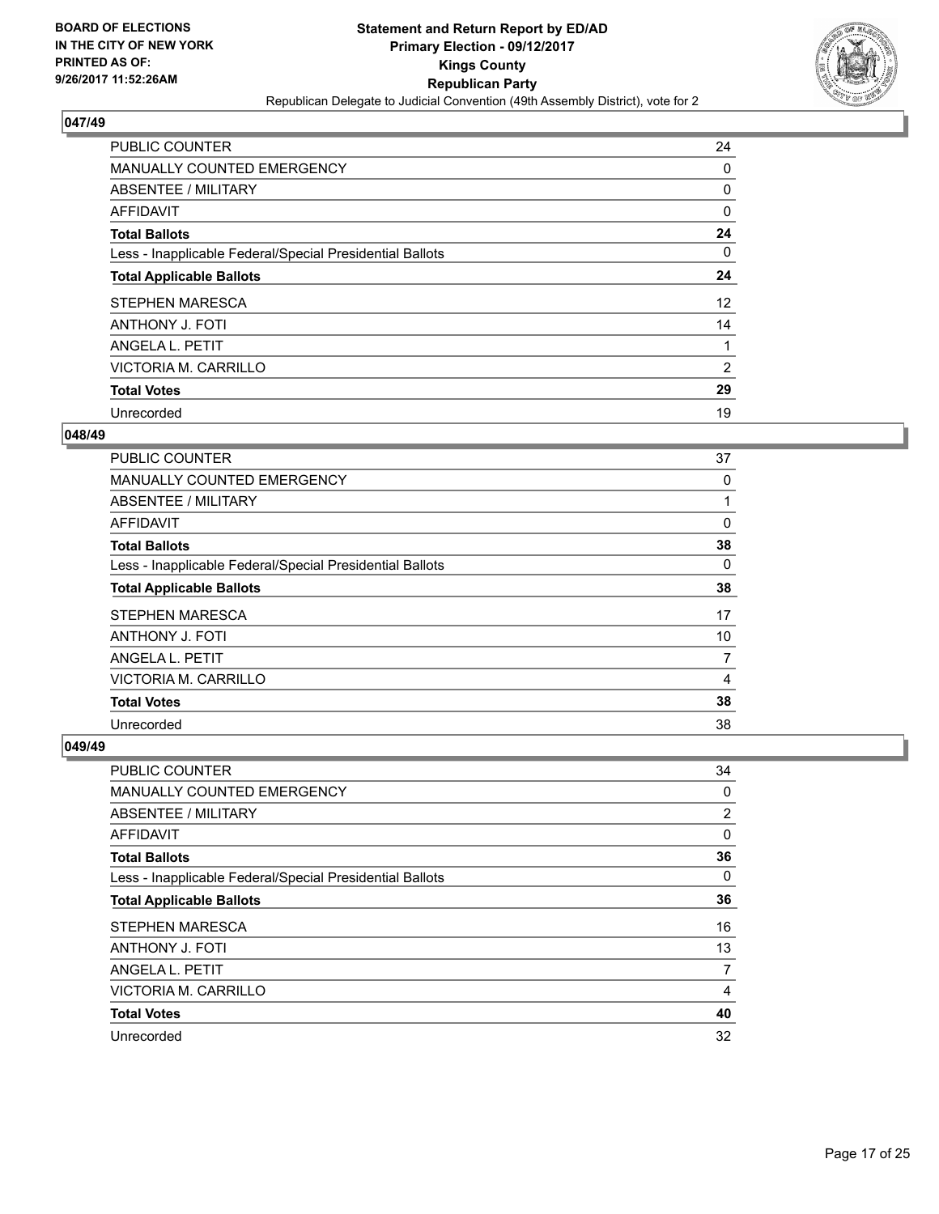BOARD OF ELECTIONS
IN THE CITY OF NEW YORK
PRINTED AS OF:
9/26/2017 11:52:26AM

**Statement and Return Report by ED/AD**
**Primary Election - 09/12/2017**
**Kings County**
**Republican Party**
Republican Delegate to Judicial Convention (49th Assembly District), vote for 2

## 047/49

| | |
|---|---|
| PUBLIC COUNTER | 24 |
| MANUALLY COUNTED EMERGENCY | 0 |
| ABSENTEE / MILITARY | 0 |
| AFFIDAVIT | 0 |
| **Total Ballots** | **24** |
| Less - Inapplicable Federal/Special Presidential Ballots | 0 |
| **Total Applicable Ballots** | **24** |
| STEPHEN MARESCA | 12 |
| ANTHONY J. FOTI | 14 |
| ANGELA L. PETIT | 1 |
| VICTORIA M. CARRILLO | 2 |
| **Total Votes** | **29** |
| Unrecorded | 19 |

## 048/49

| | |
|---|---|
| PUBLIC COUNTER | 37 |
| MANUALLY COUNTED EMERGENCY | 0 |
| ABSENTEE / MILITARY | 1 |
| AFFIDAVIT | 0 |
| **Total Ballots** | **38** |
| Less - Inapplicable Federal/Special Presidential Ballots | 0 |
| **Total Applicable Ballots** | **38** |
| STEPHEN MARESCA | 17 |
| ANTHONY J. FOTI | 10 |
| ANGELA L. PETIT | 7 |
| VICTORIA M. CARRILLO | 4 |
| **Total Votes** | **38** |
| Unrecorded | 38 |

## 049/49

| | |
|---|---|
| PUBLIC COUNTER | 34 |
| MANUALLY COUNTED EMERGENCY | 0 |
| ABSENTEE / MILITARY | 2 |
| AFFIDAVIT | 0 |
| **Total Ballots** | **36** |
| Less - Inapplicable Federal/Special Presidential Ballots | 0 |
| **Total Applicable Ballots** | **36** |
| STEPHEN MARESCA | 16 |
| ANTHONY J. FOTI | 13 |
| ANGELA L. PETIT | 7 |
| VICTORIA M. CARRILLO | 4 |
| **Total Votes** | **40** |
| Unrecorded | 32 |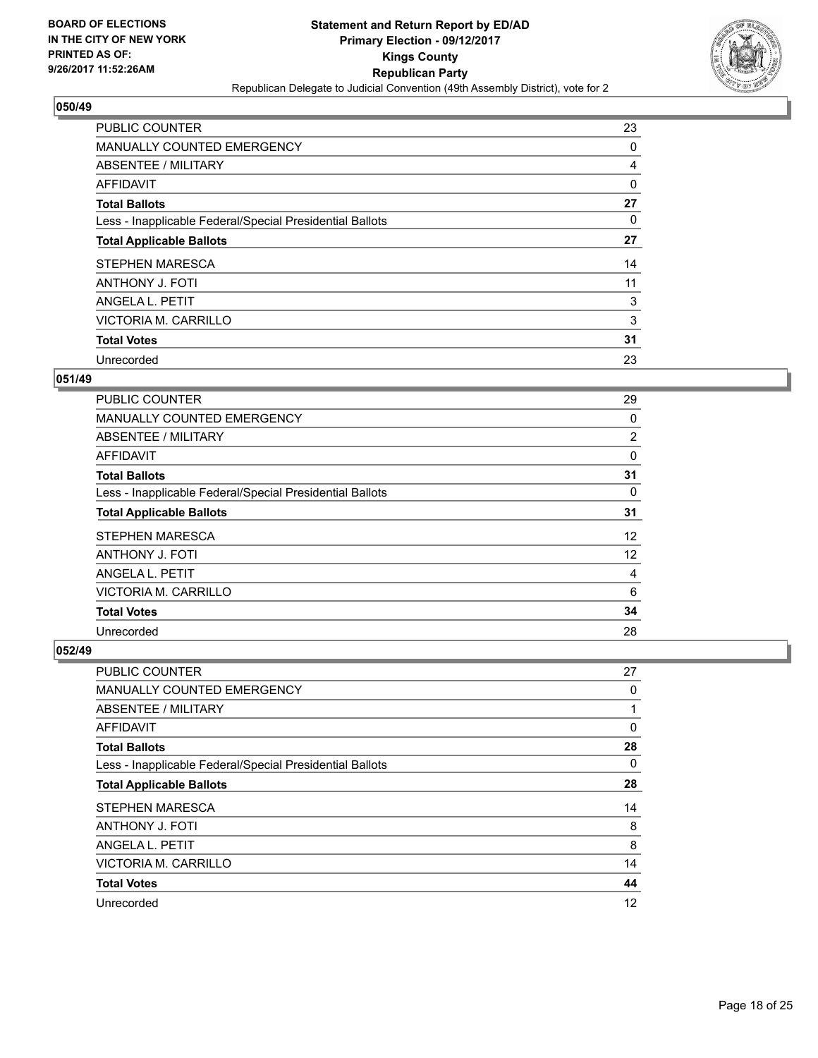BOARD OF ELECTIONS
IN THE CITY OF NEW YORK
PRINTED AS OF:
9/26/2017 11:52:26AM

**Statement and Return Report by ED/AD**
**Primary Election - 09/12/2017**
**Kings County**
**Republican Party**
Republican Delegate to Judicial Convention (49th Assembly District), vote for 2

### 050/49

| | |
|---|---|
| PUBLIC COUNTER | 23 |
| MANUALLY COUNTED EMERGENCY | 0 |
| ABSENTEE / MILITARY | 4 |
| AFFIDAVIT | 0 |
| **Total Ballots** | **27** |
| Less - Inapplicable Federal/Special Presidential Ballots | 0 |
| **Total Applicable Ballots** | **27** |
| STEPHEN MARESCA | 14 |
| ANTHONY J. FOTI | 11 |
| ANGELA L. PETIT | 3 |
| VICTORIA M. CARRILLO | 3 |
| **Total Votes** | **31** |
| Unrecorded | 23 |

### 051/49

| | |
|---|---|
| PUBLIC COUNTER | 29 |
| MANUALLY COUNTED EMERGENCY | 0 |
| ABSENTEE / MILITARY | 2 |
| AFFIDAVIT | 0 |
| **Total Ballots** | **31** |
| Less - Inapplicable Federal/Special Presidential Ballots | 0 |
| **Total Applicable Ballots** | **31** |
| STEPHEN MARESCA | 12 |
| ANTHONY J. FOTI | 12 |
| ANGELA L. PETIT | 4 |
| VICTORIA M. CARRILLO | 6 |
| **Total Votes** | **34** |
| Unrecorded | 28 |

### 052/49

| | |
|---|---|
| PUBLIC COUNTER | 27 |
| MANUALLY COUNTED EMERGENCY | 0 |
| ABSENTEE / MILITARY | 1 |
| AFFIDAVIT | 0 |
| **Total Ballots** | **28** |
| Less - Inapplicable Federal/Special Presidential Ballots | 0 |
| **Total Applicable Ballots** | **28** |
| STEPHEN MARESCA | 14 |
| ANTHONY J. FOTI | 8 |
| ANGELA L. PETIT | 8 |
| VICTORIA M. CARRILLO | 14 |
| **Total Votes** | **44** |
| Unrecorded | 12 |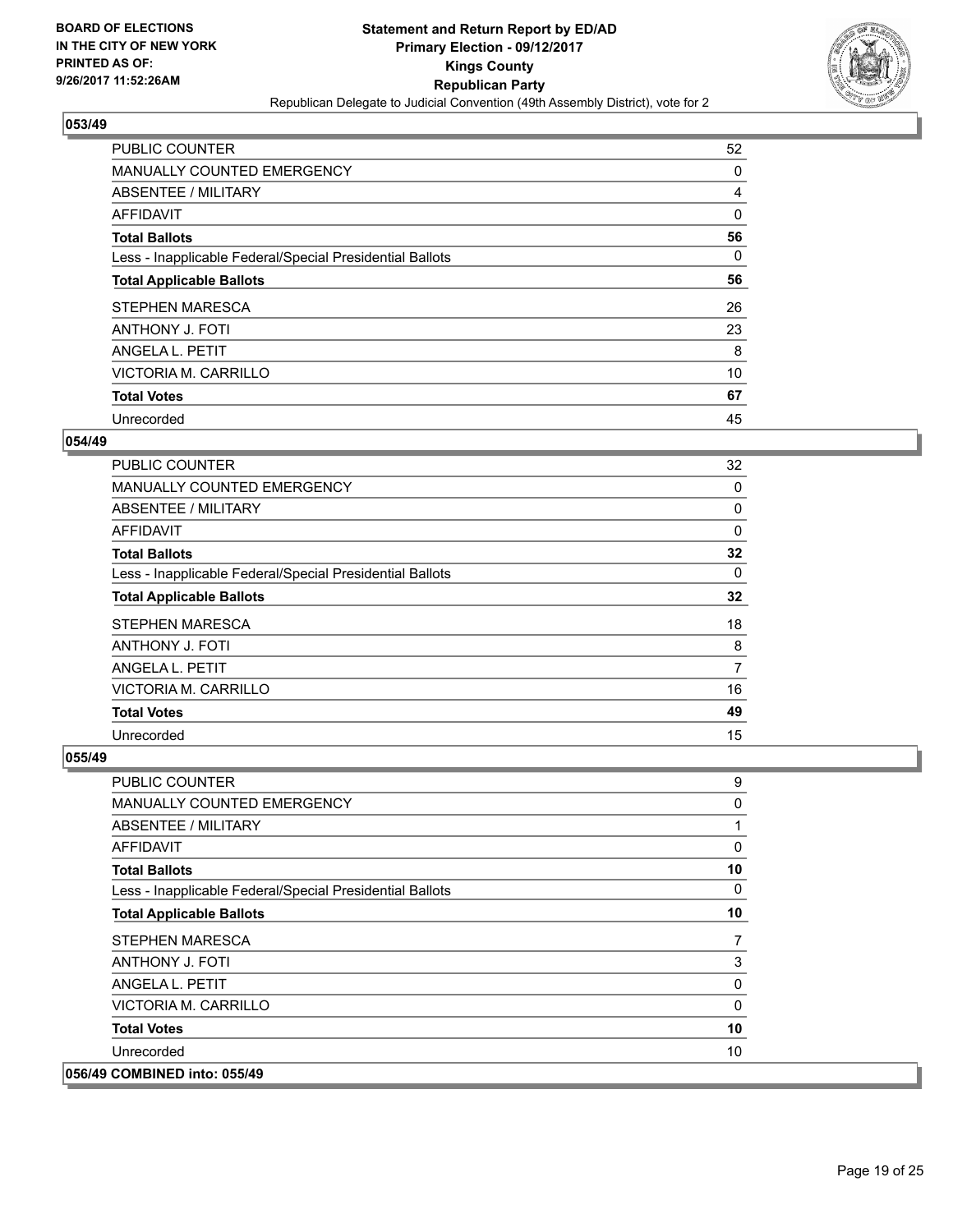**BOARD OF ELECTIONS IN THE CITY OF NEW YORK PRINTED AS OF: 9/26/2017 11:52:26AM**

**Statement and Return Report by ED/AD Primary Election - 09/12/2017 Kings County Republican Party**

Republican Delegate to Judicial Convention (49th Assembly District), vote for 2

### 053/49

| | |
|---|---|
| PUBLIC COUNTER | 52 |
| MANUALLY COUNTED EMERGENCY | 0 |
| ABSENTEE / MILITARY | 4 |
| AFFIDAVIT | 0 |
| **Total Ballots** | **56** |
| Less - Inapplicable Federal/Special Presidential Ballots | 0 |
| **Total Applicable Ballots** | **56** |
| STEPHEN MARESCA | 26 |
| ANTHONY J. FOTI | 23 |
| ANGELA L. PETIT | 8 |
| VICTORIA M. CARRILLO | 10 |
| **Total Votes** | **67** |
| Unrecorded | 45 |

### 054/49

| | |
|---|---|
| PUBLIC COUNTER | 32 |
| MANUALLY COUNTED EMERGENCY | 0 |
| ABSENTEE / MILITARY | 0 |
| AFFIDAVIT | 0 |
| **Total Ballots** | **32** |
| Less - Inapplicable Federal/Special Presidential Ballots | 0 |
| **Total Applicable Ballots** | **32** |
| STEPHEN MARESCA | 18 |
| ANTHONY J. FOTI | 8 |
| ANGELA L. PETIT | 7 |
| VICTORIA M. CARRILLO | 16 |
| **Total Votes** | **49** |
| Unrecorded | 15 |

### 055/49

| | |
|---|---|
| PUBLIC COUNTER | 9 |
| MANUALLY COUNTED EMERGENCY | 0 |
| ABSENTEE / MILITARY | 1 |
| AFFIDAVIT | 0 |
| **Total Ballots** | **10** |
| Less - Inapplicable Federal/Special Presidential Ballots | 0 |
| **Total Applicable Ballots** | **10** |
| STEPHEN MARESCA | 7 |
| ANTHONY J. FOTI | 3 |
| ANGELA L. PETIT | 0 |
| VICTORIA M. CARRILLO | 0 |
| **Total Votes** | **10** |
| Unrecorded | 10 |

### 056/49 COMBINED into: 055/49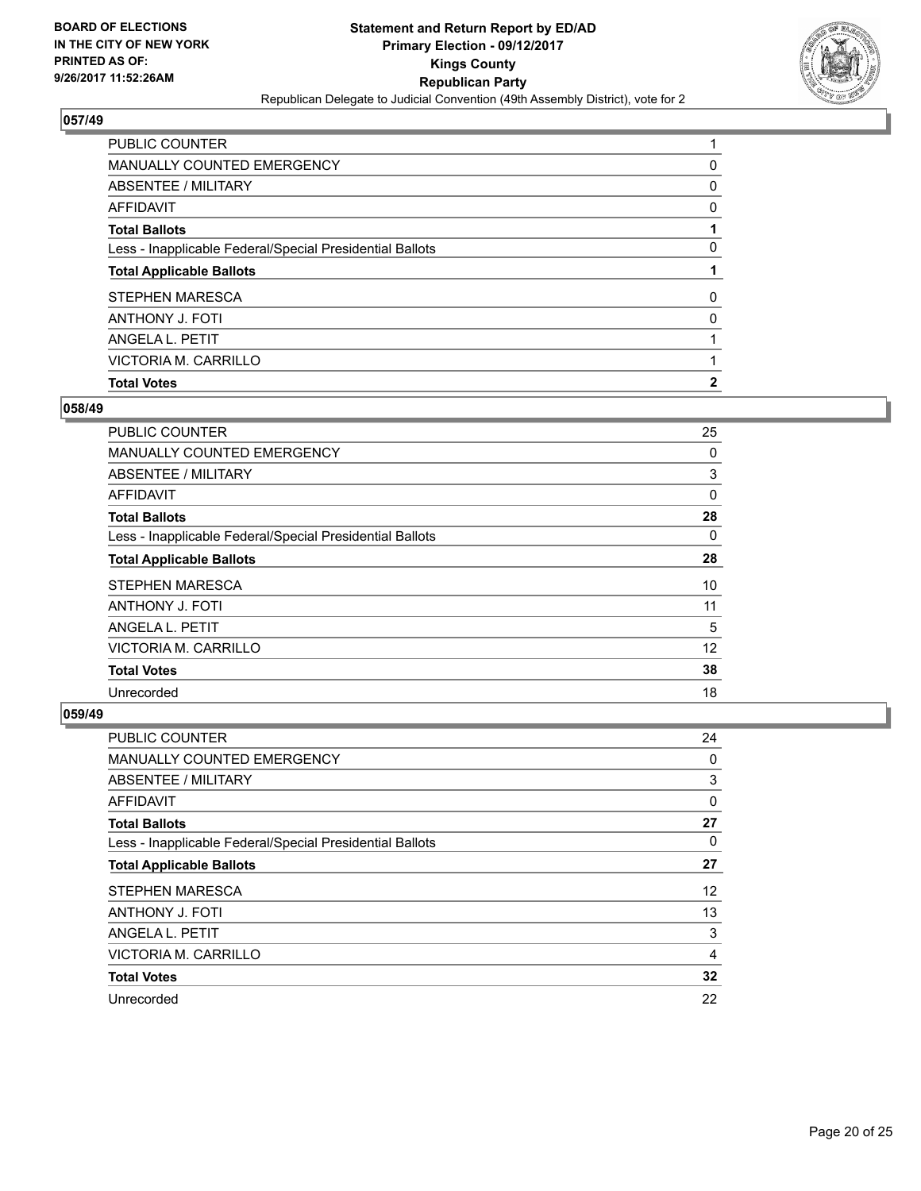## 057/49

| | |
|---|---|
| PUBLIC COUNTER | 1 |
| MANUALLY COUNTED EMERGENCY | 0 |
| ABSENTEE / MILITARY | 0 |
| AFFIDAVIT | 0 |
| **Total Ballots** | **1** |
| Less - Inapplicable Federal/Special Presidential Ballots | 0 |
| **Total Applicable Ballots** | **1** |
| STEPHEN MARESCA | 0 |
| ANTHONY J. FOTI | 0 |
| ANGELA L. PETIT | 1 |
| VICTORIA M. CARRILLO | 1 |
| **Total Votes** | **2** |

## 058/49

| | |
|---|---|
| PUBLIC COUNTER | 25 |
| MANUALLY COUNTED EMERGENCY | 0 |
| ABSENTEE / MILITARY | 3 |
| AFFIDAVIT | 0 |
| **Total Ballots** | **28** |
| Less - Inapplicable Federal/Special Presidential Ballots | 0 |
| **Total Applicable Ballots** | **28** |
| STEPHEN MARESCA | 10 |
| ANTHONY J. FOTI | 11 |
| ANGELA L. PETIT | 5 |
| VICTORIA M. CARRILLO | 12 |
| **Total Votes** | **38** |
| Unrecorded | 18 |

## 059/49

| | |
|---|---|
| PUBLIC COUNTER | 24 |
| MANUALLY COUNTED EMERGENCY | 0 |
| ABSENTEE / MILITARY | 3 |
| AFFIDAVIT | 0 |
| **Total Ballots** | **27** |
| Less - Inapplicable Federal/Special Presidential Ballots | 0 |
| **Total Applicable Ballots** | **27** |
| STEPHEN MARESCA | 12 |
| ANTHONY J. FOTI | 13 |
| ANGELA L. PETIT | 3 |
| VICTORIA M. CARRILLO | 4 |
| **Total Votes** | **32** |
| Unrecorded | 22 |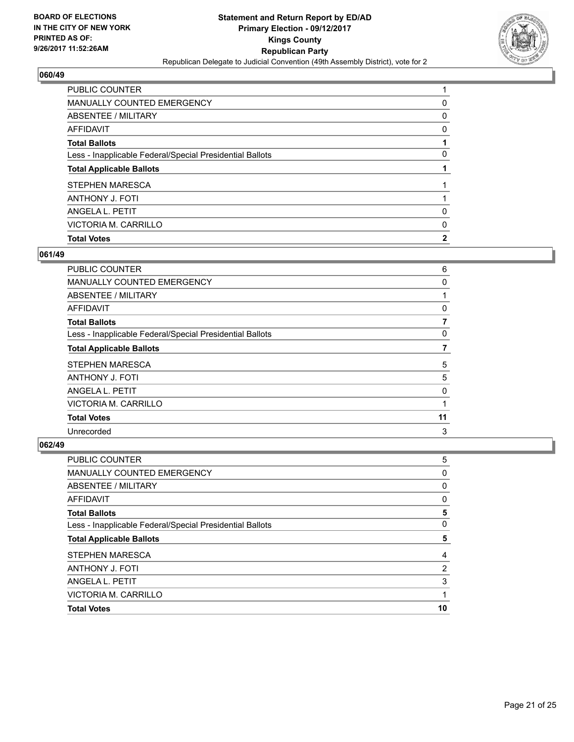**BOARD OF ELECTIONS IN THE CITY OF NEW YORK PRINTED AS OF: 9/26/2017 11:52:26AM**

**Statement and Return Report by ED/AD**
**Primary Election - 09/12/2017**
**Kings County**
**Republican Party**
Republican Delegate to Judicial Convention (49th Assembly District), vote for 2

## 060/49

| | |
|---|---|
| PUBLIC COUNTER | 1 |
| MANUALLY COUNTED EMERGENCY | 0 |
| ABSENTEE / MILITARY | 0 |
| AFFIDAVIT | 0 |
| **Total Ballots** | **1** |
| Less - Inapplicable Federal/Special Presidential Ballots | 0 |
| **Total Applicable Ballots** | **1** |
| STEPHEN MARESCA | 1 |
| ANTHONY J. FOTI | 1 |
| ANGELA L. PETIT | 0 |
| VICTORIA M. CARRILLO | 0 |
| **Total Votes** | **2** |

## 061/49

| | |
|---|---|
| PUBLIC COUNTER | 6 |
| MANUALLY COUNTED EMERGENCY | 0 |
| ABSENTEE / MILITARY | 1 |
| AFFIDAVIT | 0 |
| **Total Ballots** | **7** |
| Less - Inapplicable Federal/Special Presidential Ballots | 0 |
| **Total Applicable Ballots** | **7** |
| STEPHEN MARESCA | 5 |
| ANTHONY J. FOTI | 5 |
| ANGELA L. PETIT | 0 |
| VICTORIA M. CARRILLO | 1 |
| **Total Votes** | **11** |
| Unrecorded | 3 |

## 062/49

| | |
|---|---|
| PUBLIC COUNTER | 5 |
| MANUALLY COUNTED EMERGENCY | 0 |
| ABSENTEE / MILITARY | 0 |
| AFFIDAVIT | 0 |
| **Total Ballots** | **5** |
| Less - Inapplicable Federal/Special Presidential Ballots | 0 |
| **Total Applicable Ballots** | **5** |
| STEPHEN MARESCA | 4 |
| ANTHONY J. FOTI | 2 |
| ANGELA L. PETIT | 3 |
| VICTORIA M. CARRILLO | 1 |
| **Total Votes** | **10** |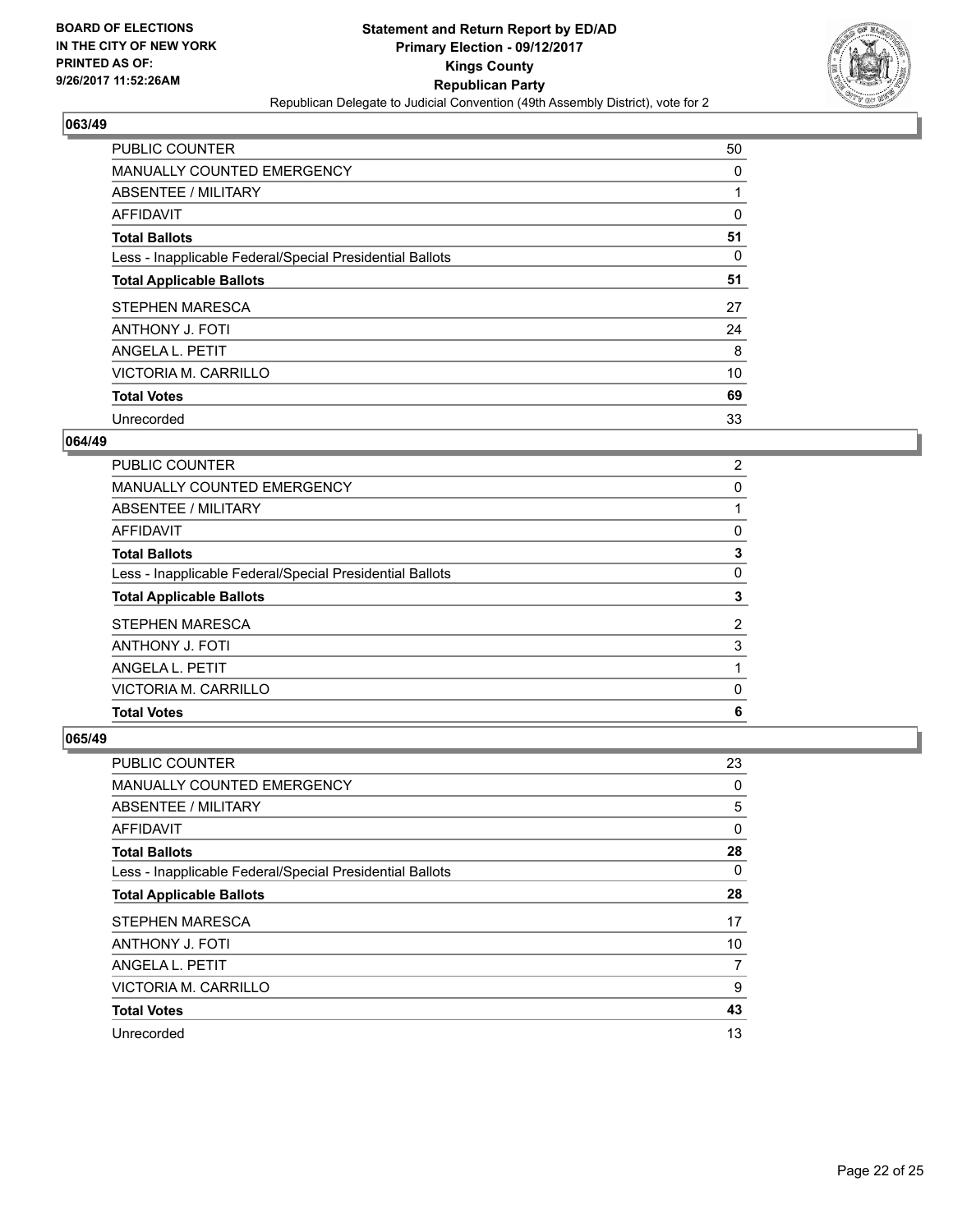**Statement and Return Report by ED/AD**
**Primary Election - 09/12/2017**
**Kings County**
**Republican Party**
Republican Delegate to Judicial Convention (49th Assembly District), vote for 2

BOARD OF ELECTIONS
IN THE CITY OF NEW YORK
PRINTED AS OF:
9/26/2017 11:52:26AM

## 063/49

| | |
|---|---|
| PUBLIC COUNTER | 50 |
| MANUALLY COUNTED EMERGENCY | 0 |
| ABSENTEE / MILITARY | 1 |
| AFFIDAVIT | 0 |
| **Total Ballots** | **51** |
| Less - Inapplicable Federal/Special Presidential Ballots | 0 |
| **Total Applicable Ballots** | **51** |
| STEPHEN MARESCA | 27 |
| ANTHONY J. FOTI | 24 |
| ANGELA L. PETIT | 8 |
| VICTORIA M. CARRILLO | 10 |
| **Total Votes** | **69** |
| Unrecorded | 33 |

## 064/49

| | |
|---|---|
| PUBLIC COUNTER | 2 |
| MANUALLY COUNTED EMERGENCY | 0 |
| ABSENTEE / MILITARY | 1 |
| AFFIDAVIT | 0 |
| **Total Ballots** | **3** |
| Less - Inapplicable Federal/Special Presidential Ballots | 0 |
| **Total Applicable Ballots** | **3** |
| STEPHEN MARESCA | 2 |
| ANTHONY J. FOTI | 3 |
| ANGELA L. PETIT | 1 |
| VICTORIA M. CARRILLO | 0 |
| **Total Votes** | **6** |

## 065/49

| | |
|---|---|
| PUBLIC COUNTER | 23 |
| MANUALLY COUNTED EMERGENCY | 0 |
| ABSENTEE / MILITARY | 5 |
| AFFIDAVIT | 0 |
| **Total Ballots** | **28** |
| Less - Inapplicable Federal/Special Presidential Ballots | 0 |
| **Total Applicable Ballots** | **28** |
| STEPHEN MARESCA | 17 |
| ANTHONY J. FOTI | 10 |
| ANGELA L. PETIT | 7 |
| VICTORIA M. CARRILLO | 9 |
| **Total Votes** | **43** |
| Unrecorded | 13 |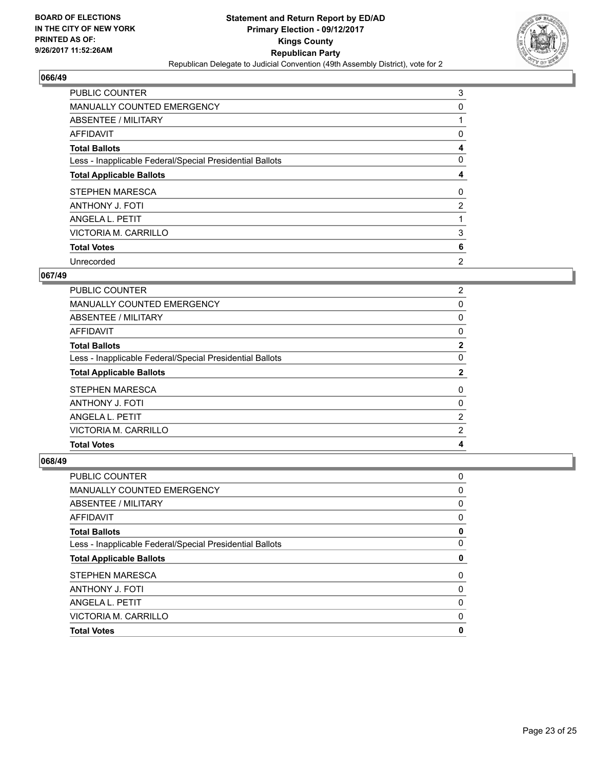**BOARD OF ELECTIONS IN THE CITY OF NEW YORK PRINTED AS OF: 9/26/2017 11:52:26AM**

**Statement and Return Report by ED/AD**
**Primary Election - 09/12/2017**
**Kings County**
**Republican Party**
Republican Delegate to Judicial Convention (49th Assembly District), vote for 2

## 066/49

| | |
|---|---|
| PUBLIC COUNTER | 3 |
| MANUALLY COUNTED EMERGENCY | 0 |
| ABSENTEE / MILITARY | 1 |
| AFFIDAVIT | 0 |
| **Total Ballots** | **4** |
| Less - Inapplicable Federal/Special Presidential Ballots | 0 |
| **Total Applicable Ballots** | **4** |
| STEPHEN MARESCA | 0 |
| ANTHONY J. FOTI | 2 |
| ANGELA L. PETIT | 1 |
| VICTORIA M. CARRILLO | 3 |
| **Total Votes** | **6** |
| Unrecorded | 2 |

## 067/49

| | |
|---|---|
| PUBLIC COUNTER | 2 |
| MANUALLY COUNTED EMERGENCY | 0 |
| ABSENTEE / MILITARY | 0 |
| AFFIDAVIT | 0 |
| **Total Ballots** | **2** |
| Less - Inapplicable Federal/Special Presidential Ballots | 0 |
| **Total Applicable Ballots** | **2** |
| STEPHEN MARESCA | 0 |
| ANTHONY J. FOTI | 0 |
| ANGELA L. PETIT | 2 |
| VICTORIA M. CARRILLO | 2 |
| **Total Votes** | **4** |

## 068/49

| | |
|---|---|
| PUBLIC COUNTER | 0 |
| MANUALLY COUNTED EMERGENCY | 0 |
| ABSENTEE / MILITARY | 0 |
| AFFIDAVIT | 0 |
| **Total Ballots** | **0** |
| Less - Inapplicable Federal/Special Presidential Ballots | 0 |
| **Total Applicable Ballots** | **0** |
| STEPHEN MARESCA | 0 |
| ANTHONY J. FOTI | 0 |
| ANGELA L. PETIT | 0 |
| VICTORIA M. CARRILLO | 0 |
| **Total Votes** | **0** |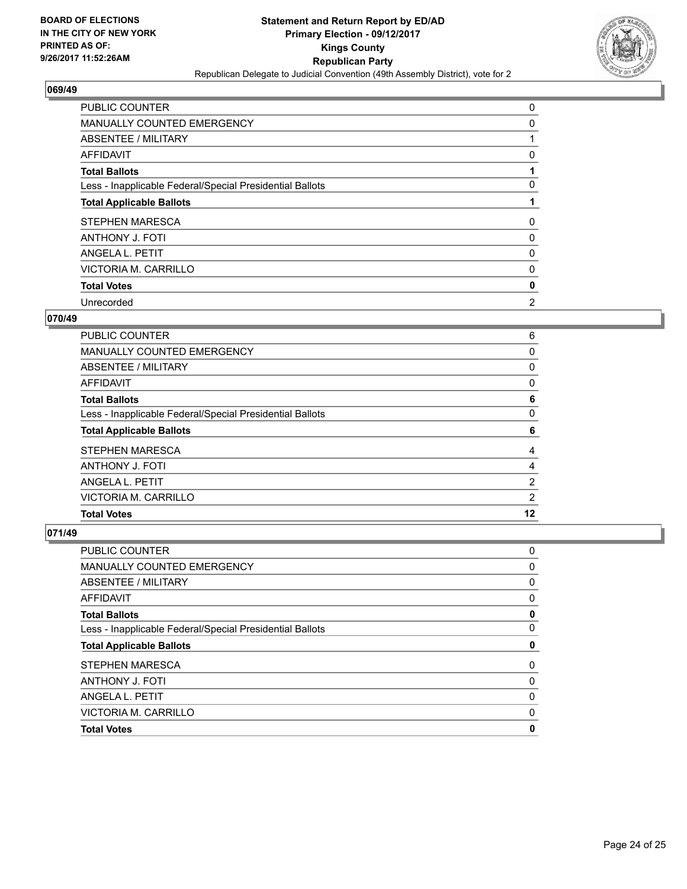**BOARD OF ELECTIONS IN THE CITY OF NEW YORK PRINTED AS OF: 9/26/2017 11:52:26AM**

**Statement and Return Report by ED/AD Primary Election - 09/12/2017 Kings County Republican Party**

Republican Delegate to Judicial Convention (49th Assembly District), vote for 2

## 069/49

| | |
|---|---|
| PUBLIC COUNTER | 0 |
| MANUALLY COUNTED EMERGENCY | 0 |
| ABSENTEE / MILITARY | 1 |
| AFFIDAVIT | 0 |
| **Total Ballots** | **1** |
| Less - Inapplicable Federal/Special Presidential Ballots | 0 |
| **Total Applicable Ballots** | **1** |
| STEPHEN MARESCA | 0 |
| ANTHONY J. FOTI | 0 |
| ANGELA L. PETIT | 0 |
| VICTORIA M. CARRILLO | 0 |
| **Total Votes** | **0** |
| Unrecorded | 2 |

## 070/49

| | |
|---|---|
| PUBLIC COUNTER | 6 |
| MANUALLY COUNTED EMERGENCY | 0 |
| ABSENTEE / MILITARY | 0 |
| AFFIDAVIT | 0 |
| **Total Ballots** | **6** |
| Less - Inapplicable Federal/Special Presidential Ballots | 0 |
| **Total Applicable Ballots** | **6** |
| STEPHEN MARESCA | 4 |
| ANTHONY J. FOTI | 4 |
| ANGELA L. PETIT | 2 |
| VICTORIA M. CARRILLO | 2 |
| **Total Votes** | **12** |

## 071/49

| | |
|---|---|
| PUBLIC COUNTER | 0 |
| MANUALLY COUNTED EMERGENCY | 0 |
| ABSENTEE / MILITARY | 0 |
| AFFIDAVIT | 0 |
| **Total Ballots** | **0** |
| Less - Inapplicable Federal/Special Presidential Ballots | 0 |
| **Total Applicable Ballots** | **0** |
| STEPHEN MARESCA | 0 |
| ANTHONY J. FOTI | 0 |
| ANGELA L. PETIT | 0 |
| VICTORIA M. CARRILLO | 0 |
| **Total Votes** | **0** |